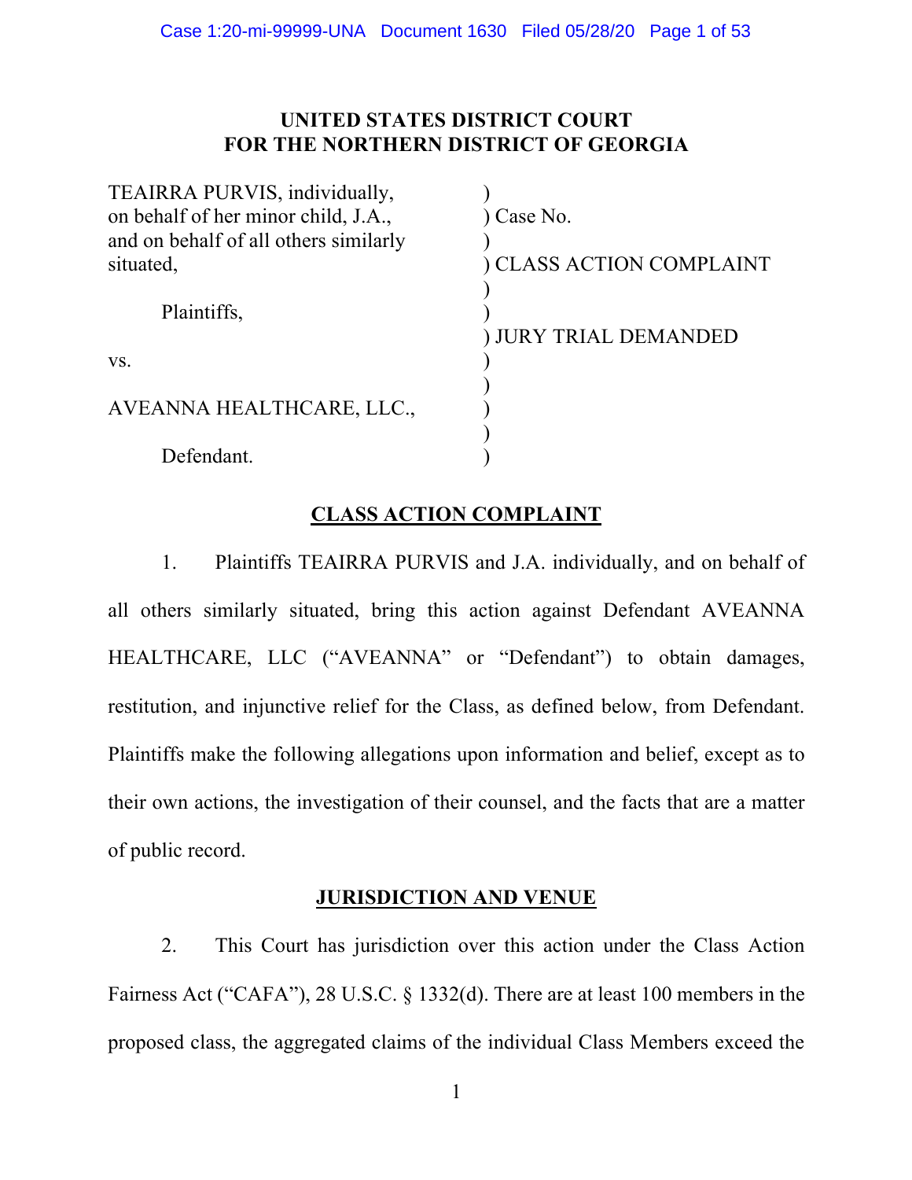# UNITED STATES DISTRICT COURT FOR THE NORTHERN DISTRICT OF GEORGIA

| | |
|---|---|
| TEAIRRA PURVIS, individually, on behalf of her minor child, J.A., and on behalf of all others similarly situated, | Case No. |
| Plaintiffs, | CLASS ACTION COMPLAINT |
| vs. | JURY TRIAL DEMANDED |
| AVEANNA HEALTHCARE, LLC., | |
| Defendant. | |

## CLASS ACTION COMPLAINT

1. Plaintiffs TEAIRRA PURVIS and J.A. individually, and on behalf of all others similarly situated, bring this action against Defendant AVEANNA HEALTHCARE, LLC ("AVEANNA" or "Defendant") to obtain damages, restitution, and injunctive relief for the Class, as defined below, from Defendant. Plaintiffs make the following allegations upon information and belief, except as to their own actions, the investigation of their counsel, and the facts that are a matter of public record.

## JURISDICTION AND VENUE

2. This Court has jurisdiction over this action under the Class Action Fairness Act ("CAFA"), 28 U.S.C. § 1332(d). There are at least 100 members in the proposed class, the aggregated claims of the individual Class Members exceed the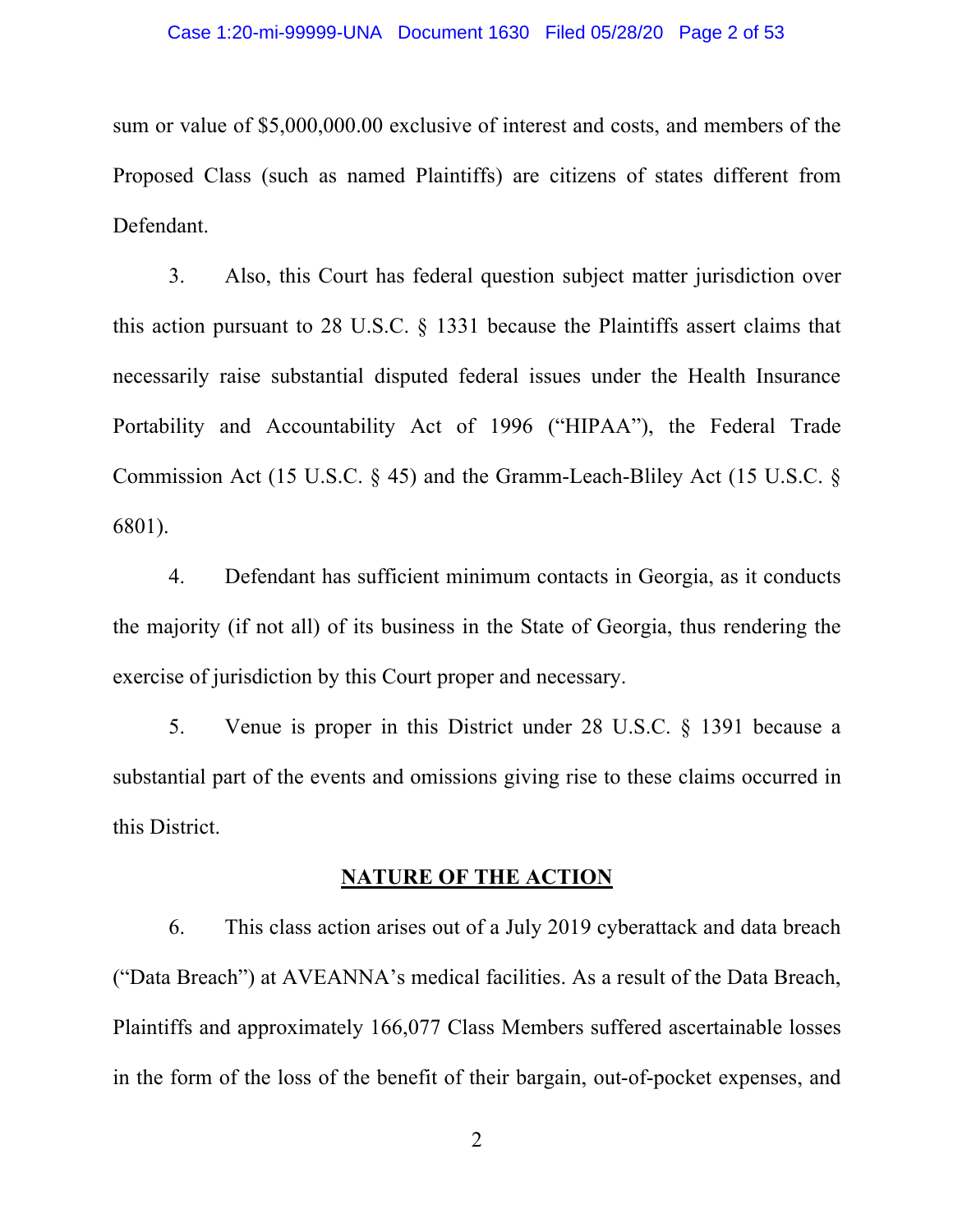sum or value of $5,000,000.00 exclusive of interest and costs, and members of the Proposed Class (such as named Plaintiffs) are citizens of states different from Defendant.

3. Also, this Court has federal question subject matter jurisdiction over this action pursuant to 28 U.S.C. § 1331 because the Plaintiffs assert claims that necessarily raise substantial disputed federal issues under the Health Insurance Portability and Accountability Act of 1996 ("HIPAA"), the Federal Trade Commission Act (15 U.S.C. § 45) and the Gramm-Leach-Bliley Act (15 U.S.C. § 6801).

4. Defendant has sufficient minimum contacts in Georgia, as it conducts the majority (if not all) of its business in the State of Georgia, thus rendering the exercise of jurisdiction by this Court proper and necessary.

5. Venue is proper in this District under 28 U.S.C. § 1391 because a substantial part of the events and omissions giving rise to these claims occurred in this District.

## NATURE OF THE ACTION

6. This class action arises out of a July 2019 cyberattack and data breach ("Data Breach") at AVEANNA's medical facilities. As a result of the Data Breach, Plaintiffs and approximately 166,077 Class Members suffered ascertainable losses in the form of the loss of the benefit of their bargain, out-of-pocket expenses, and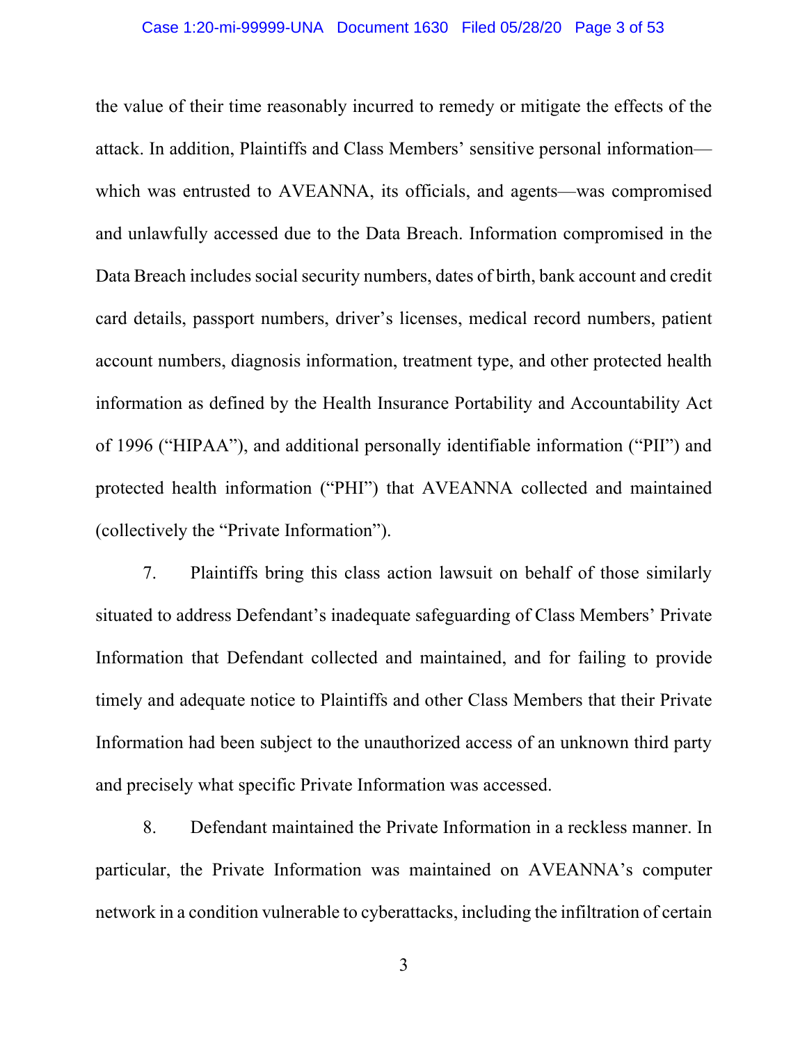the value of their time reasonably incurred to remedy or mitigate the effects of the attack. In addition, Plaintiffs and Class Members' sensitive personal information—which was entrusted to AVEANNA, its officials, and agents—was compromised and unlawfully accessed due to the Data Breach. Information compromised in the Data Breach includes social security numbers, dates of birth, bank account and credit card details, passport numbers, driver's licenses, medical record numbers, patient account numbers, diagnosis information, treatment type, and other protected health information as defined by the Health Insurance Portability and Accountability Act of 1996 ("HIPAA"), and additional personally identifiable information ("PII") and protected health information ("PHI") that AVEANNA collected and maintained (collectively the "Private Information").

7. Plaintiffs bring this class action lawsuit on behalf of those similarly situated to address Defendant's inadequate safeguarding of Class Members' Private Information that Defendant collected and maintained, and for failing to provide timely and adequate notice to Plaintiffs and other Class Members that their Private Information had been subject to the unauthorized access of an unknown third party and precisely what specific Private Information was accessed.

8. Defendant maintained the Private Information in a reckless manner. In particular, the Private Information was maintained on AVEANNA's computer network in a condition vulnerable to cyberattacks, including the infiltration of certain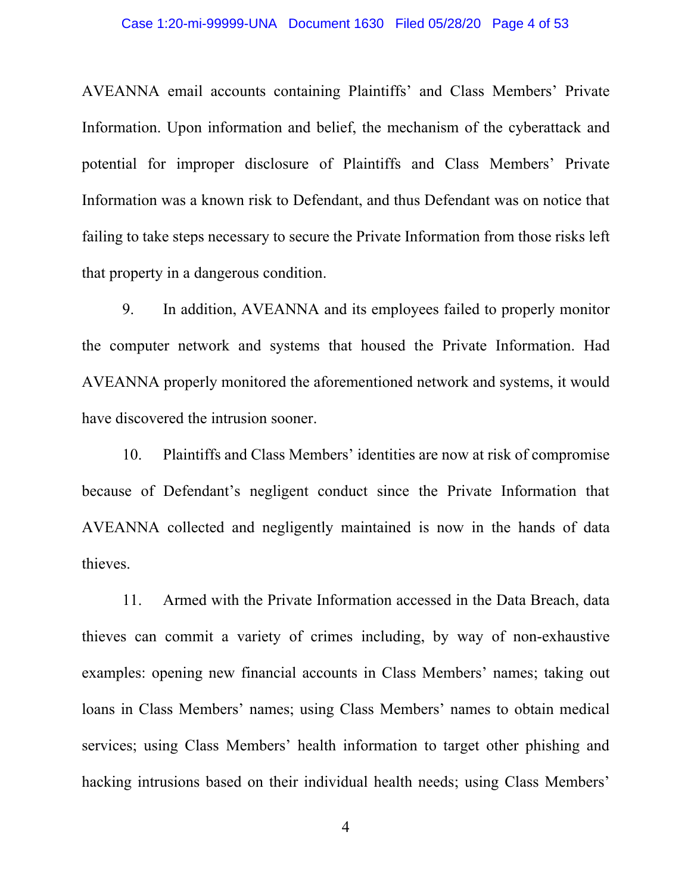AVEANNA email accounts containing Plaintiffs' and Class Members' Private Information. Upon information and belief, the mechanism of the cyberattack and potential for improper disclosure of Plaintiffs and Class Members' Private Information was a known risk to Defendant, and thus Defendant was on notice that failing to take steps necessary to secure the Private Information from those risks left that property in a dangerous condition.

9. In addition, AVEANNA and its employees failed to properly monitor the computer network and systems that housed the Private Information. Had AVEANNA properly monitored the aforementioned network and systems, it would have discovered the intrusion sooner.

10. Plaintiffs and Class Members' identities are now at risk of compromise because of Defendant's negligent conduct since the Private Information that AVEANNA collected and negligently maintained is now in the hands of data thieves.

11. Armed with the Private Information accessed in the Data Breach, data thieves can commit a variety of crimes including, by way of non-exhaustive examples: opening new financial accounts in Class Members' names; taking out loans in Class Members' names; using Class Members' names to obtain medical services; using Class Members' health information to target other phishing and hacking intrusions based on their individual health needs; using Class Members'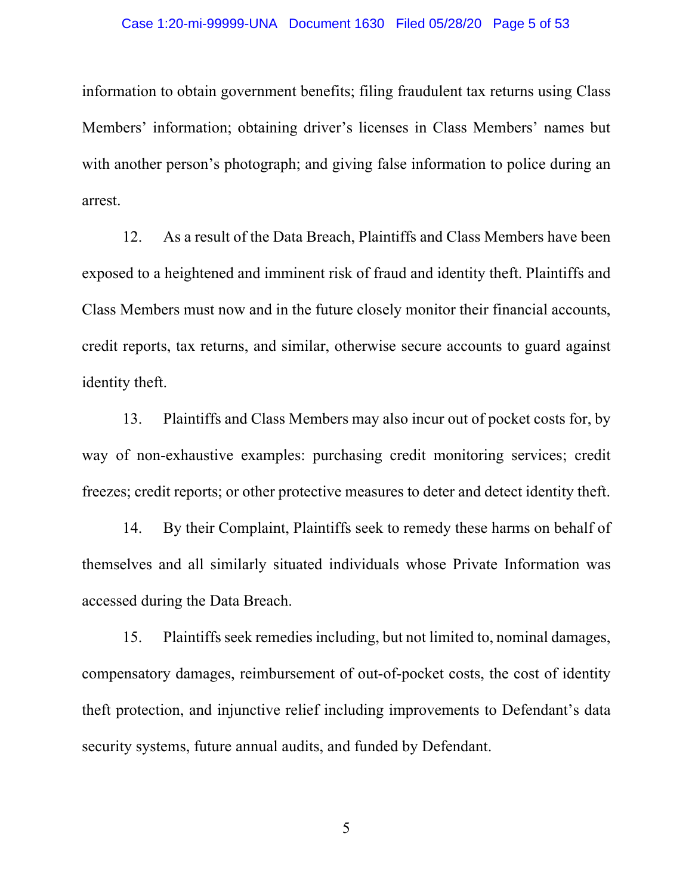information to obtain government benefits; filing fraudulent tax returns using Class Members' information; obtaining driver's licenses in Class Members' names but with another person's photograph; and giving false information to police during an arrest.

12. As a result of the Data Breach, Plaintiffs and Class Members have been exposed to a heightened and imminent risk of fraud and identity theft. Plaintiffs and Class Members must now and in the future closely monitor their financial accounts, credit reports, tax returns, and similar, otherwise secure accounts to guard against identity theft.

13. Plaintiffs and Class Members may also incur out of pocket costs for, by way of non-exhaustive examples: purchasing credit monitoring services; credit freezes; credit reports; or other protective measures to deter and detect identity theft.

14. By their Complaint, Plaintiffs seek to remedy these harms on behalf of themselves and all similarly situated individuals whose Private Information was accessed during the Data Breach.

15. Plaintiffs seek remedies including, but not limited to, nominal damages, compensatory damages, reimbursement of out-of-pocket costs, the cost of identity theft protection, and injunctive relief including improvements to Defendant's data security systems, future annual audits, and funded by Defendant.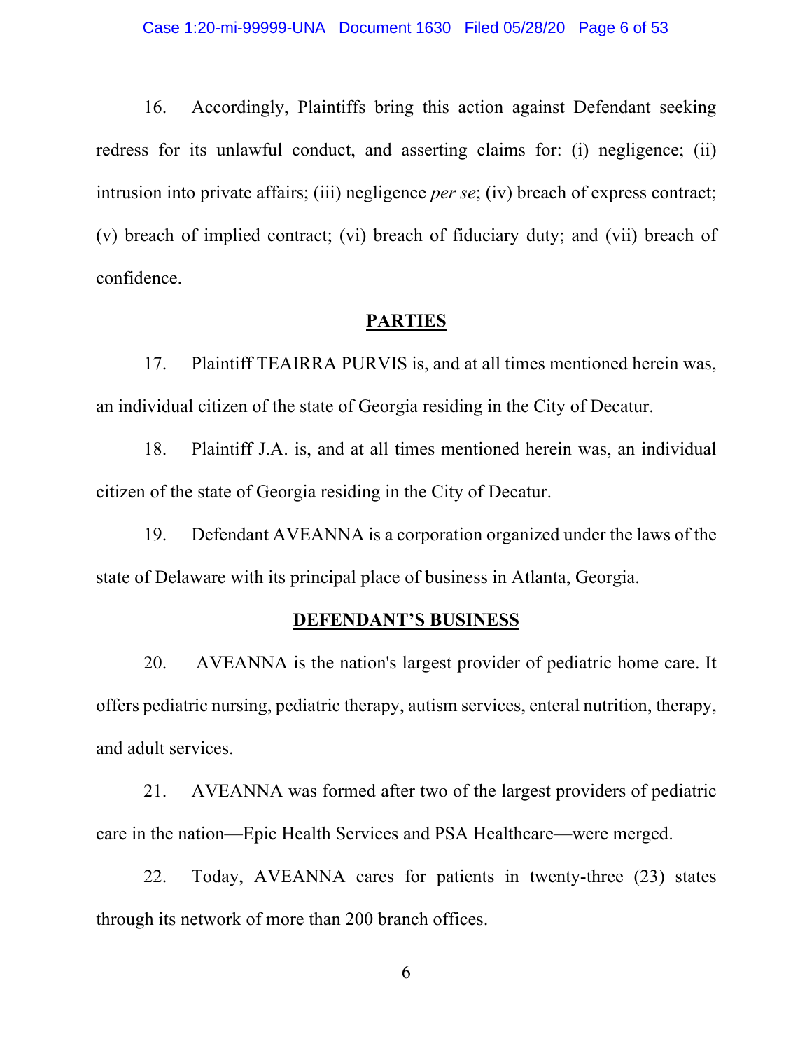16. Accordingly, Plaintiffs bring this action against Defendant seeking redress for its unlawful conduct, and asserting claims for: (i) negligence; (ii) intrusion into private affairs; (iii) negligence *per se*; (iv) breach of express contract; (v) breach of implied contract; (vi) breach of fiduciary duty; and (vii) breach of confidence.

## PARTIES

17. Plaintiff TEAIRRA PURVIS is, and at all times mentioned herein was, an individual citizen of the state of Georgia residing in the City of Decatur.

18. Plaintiff J.A. is, and at all times mentioned herein was, an individual citizen of the state of Georgia residing in the City of Decatur.

19. Defendant AVEANNA is a corporation organized under the laws of the state of Delaware with its principal place of business in Atlanta, Georgia.

## DEFENDANT'S BUSINESS

20. AVEANNA is the nation's largest provider of pediatric home care. It offers pediatric nursing, pediatric therapy, autism services, enteral nutrition, therapy, and adult services.

21. AVEANNA was formed after two of the largest providers of pediatric care in the nation—Epic Health Services and PSA Healthcare—were merged.

22. Today, AVEANNA cares for patients in twenty-three (23) states through its network of more than 200 branch offices.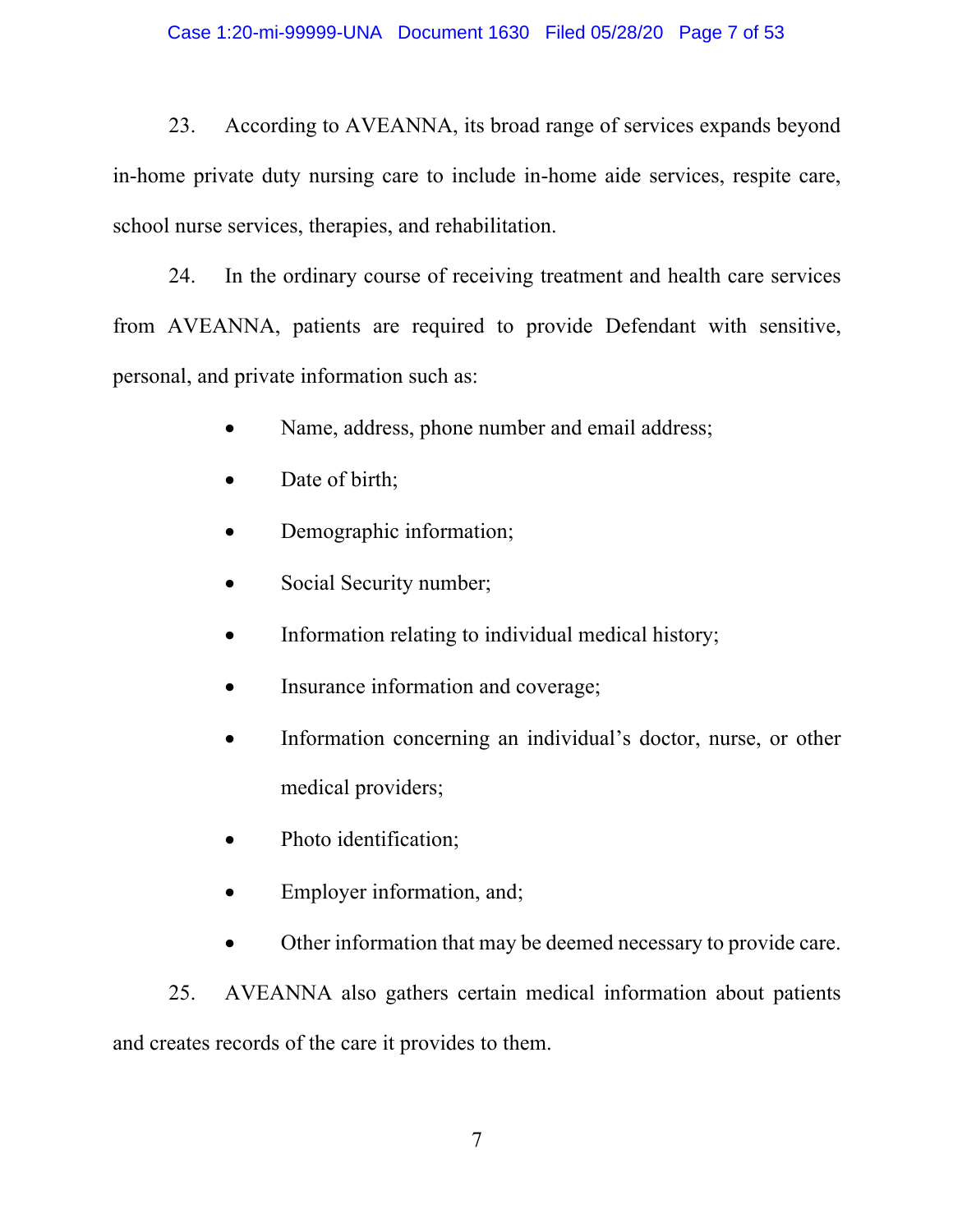23. According to AVEANNA, its broad range of services expands beyond in-home private duty nursing care to include in-home aide services, respite care, school nurse services, therapies, and rehabilitation.

24. In the ordinary course of receiving treatment and health care services from AVEANNA, patients are required to provide Defendant with sensitive, personal, and private information such as:

- Name, address, phone number and email address;
- Date of birth;
- Demographic information;
- Social Security number;
- Information relating to individual medical history;
- Insurance information and coverage;
- Information concerning an individual's doctor, nurse, or other medical providers;
- Photo identification;
- Employer information, and;
- Other information that may be deemed necessary to provide care.

25. AVEANNA also gathers certain medical information about patients and creates records of the care it provides to them.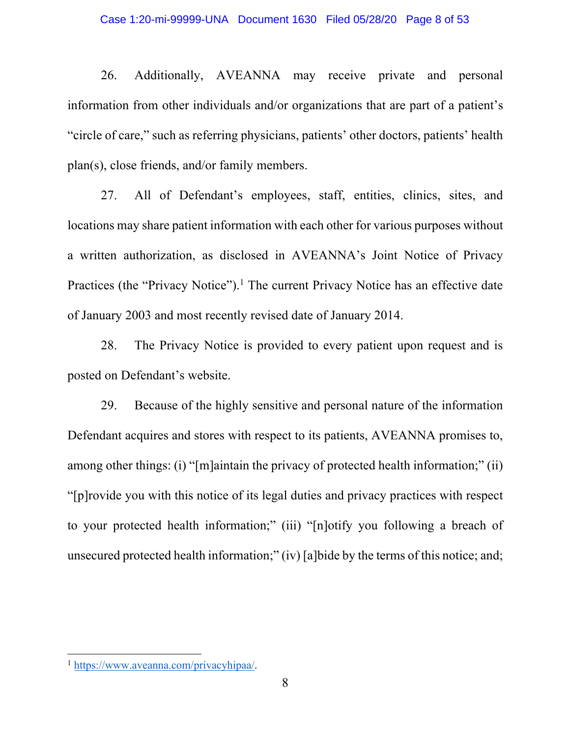26. Additionally, AVEANNA may receive private and personal information from other individuals and/or organizations that are part of a patient's "circle of care," such as referring physicians, patients' other doctors, patients' health plan(s), close friends, and/or family members.

27. All of Defendant's employees, staff, entities, clinics, sites, and locations may share patient information with each other for various purposes without a written authorization, as disclosed in AVEANNA's Joint Notice of Privacy Practices (the "Privacy Notice").[1] The current Privacy Notice has an effective date of January 2003 and most recently revised date of January 2014.

28. The Privacy Notice is provided to every patient upon request and is posted on Defendant's website.

29. Because of the highly sensitive and personal nature of the information Defendant acquires and stores with respect to its patients, AVEANNA promises to, among other things: (i) "[m]aintain the privacy of protected health information;" (ii) "[p]rovide you with this notice of its legal duties and privacy practices with respect to your protected health information;" (iii) "[n]otify you following a breach of unsecured protected health information;" (iv) [a]bide by the terms of this notice; and;

---

[1] https://www.aveanna.com/privacyhipaa/.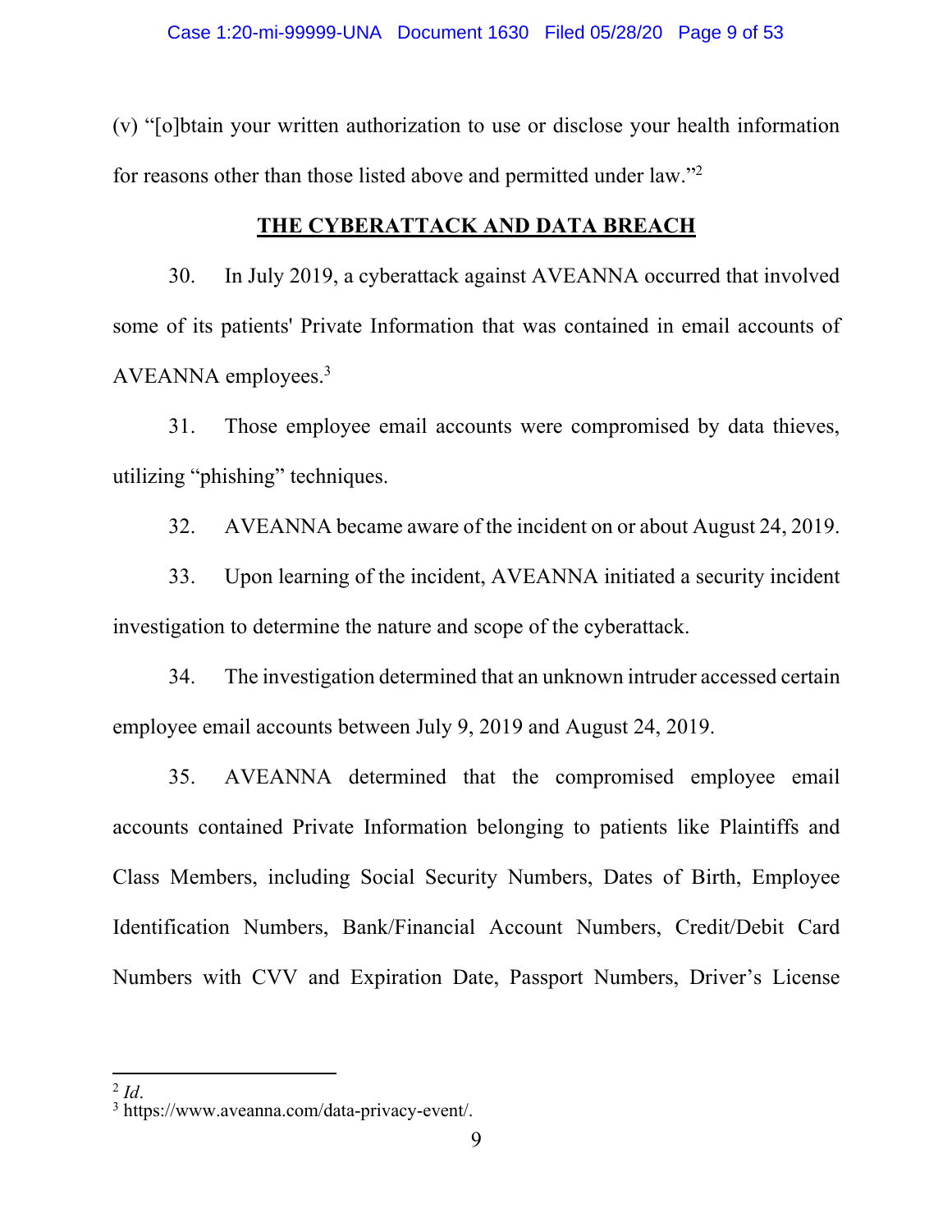(v) "[o]btain your written authorization to use or disclose your health information for reasons other than those listed above and permitted under law."[2]

## THE CYBERATTACK AND DATA BREACH

30. In July 2019, a cyberattack against AVEANNA occurred that involved some of its patients' Private Information that was contained in email accounts of AVEANNA employees.[3]

31. Those employee email accounts were compromised by data thieves, utilizing "phishing" techniques.

32. AVEANNA became aware of the incident on or about August 24, 2019.

33. Upon learning of the incident, AVEANNA initiated a security incident investigation to determine the nature and scope of the cyberattack.

34. The investigation determined that an unknown intruder accessed certain employee email accounts between July 9, 2019 and August 24, 2019.

35. AVEANNA determined that the compromised employee email accounts contained Private Information belonging to patients like Plaintiffs and Class Members, including Social Security Numbers, Dates of Birth, Employee Identification Numbers, Bank/Financial Account Numbers, Credit/Debit Card Numbers with CVV and Expiration Date, Passport Numbers, Driver's License

---

[2] *Id*.

[3] https://www.aveanna.com/data-privacy-event/.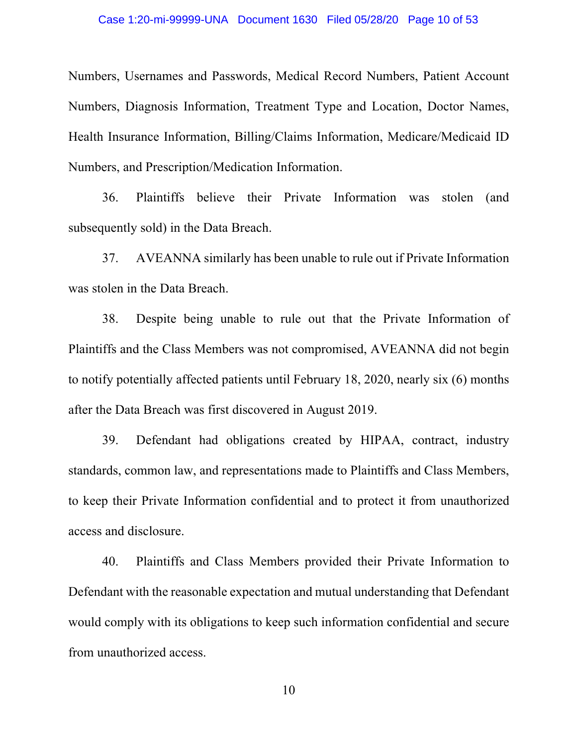Numbers, Usernames and Passwords, Medical Record Numbers, Patient Account Numbers, Diagnosis Information, Treatment Type and Location, Doctor Names, Health Insurance Information, Billing/Claims Information, Medicare/Medicaid ID Numbers, and Prescription/Medication Information.

36. Plaintiffs believe their Private Information was stolen (and subsequently sold) in the Data Breach.

37. AVEANNA similarly has been unable to rule out if Private Information was stolen in the Data Breach.

38. Despite being unable to rule out that the Private Information of Plaintiffs and the Class Members was not compromised, AVEANNA did not begin to notify potentially affected patients until February 18, 2020, nearly six (6) months after the Data Breach was first discovered in August 2019.

39. Defendant had obligations created by HIPAA, contract, industry standards, common law, and representations made to Plaintiffs and Class Members, to keep their Private Information confidential and to protect it from unauthorized access and disclosure.

40. Plaintiffs and Class Members provided their Private Information to Defendant with the reasonable expectation and mutual understanding that Defendant would comply with its obligations to keep such information confidential and secure from unauthorized access.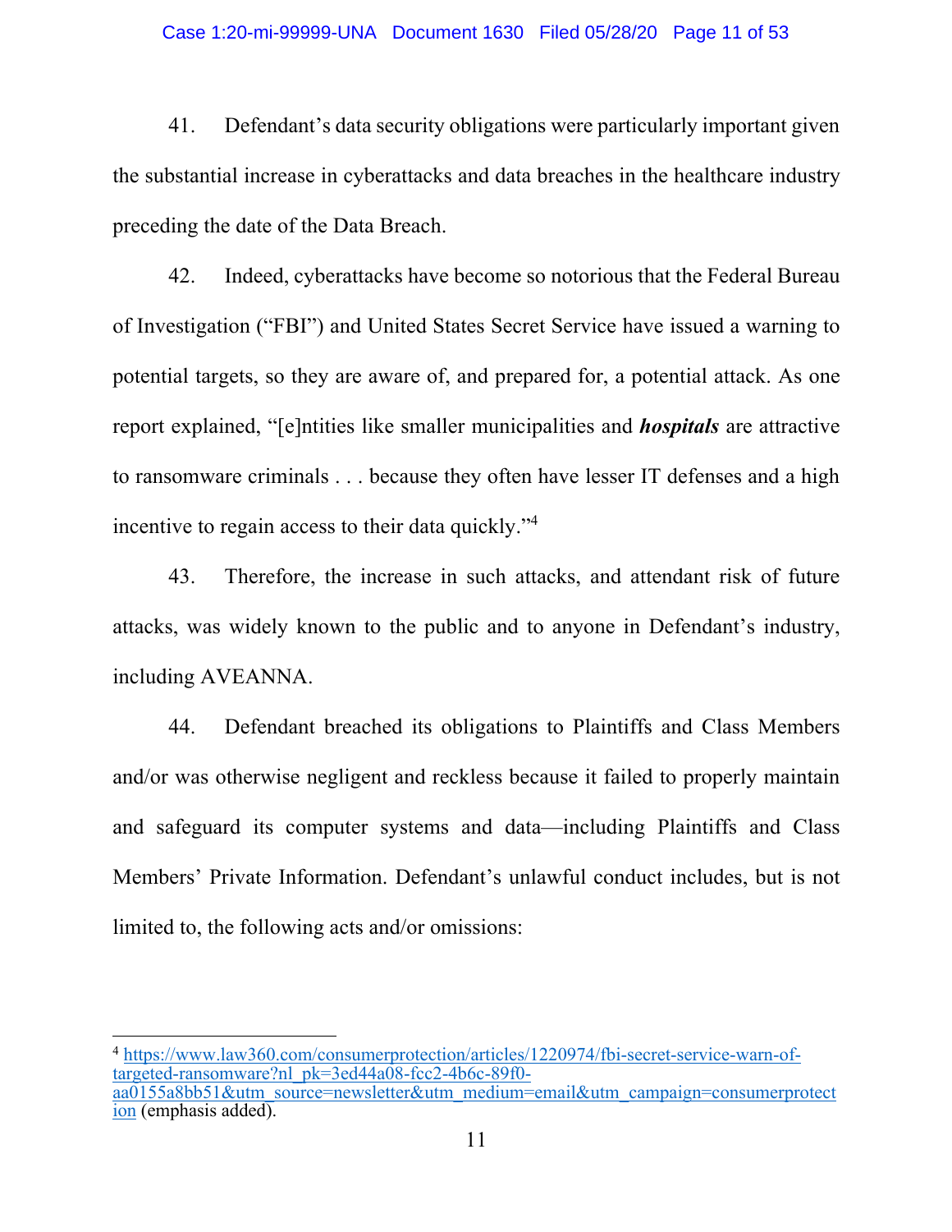41. Defendant's data security obligations were particularly important given the substantial increase in cyberattacks and data breaches in the healthcare industry preceding the date of the Data Breach.

42. Indeed, cyberattacks have become so notorious that the Federal Bureau of Investigation ("FBI") and United States Secret Service have issued a warning to potential targets, so they are aware of, and prepared for, a potential attack. As one report explained, "[e]ntities like smaller municipalities and ***hospitals*** are attractive to ransomware criminals . . . because they often have lesser IT defenses and a high incentive to regain access to their data quickly."[4]

43. Therefore, the increase in such attacks, and attendant risk of future attacks, was widely known to the public and to anyone in Defendant's industry, including AVEANNA.

44. Defendant breached its obligations to Plaintiffs and Class Members and/or was otherwise negligent and reckless because it failed to properly maintain and safeguard its computer systems and data—including Plaintiffs and Class Members' Private Information. Defendant's unlawful conduct includes, but is not limited to, the following acts and/or omissions:

---

[4] https://www.law360.com/consumerprotection/articles/1220974/fbi-secret-service-warn-of-targeted-ransomware?nl_pk=3ed44a08-fcc2-4b6c-89f0-aa0155a8bb51&utm_source=newsletter&utm_medium=email&utm_campaign=consumerprotection (emphasis added).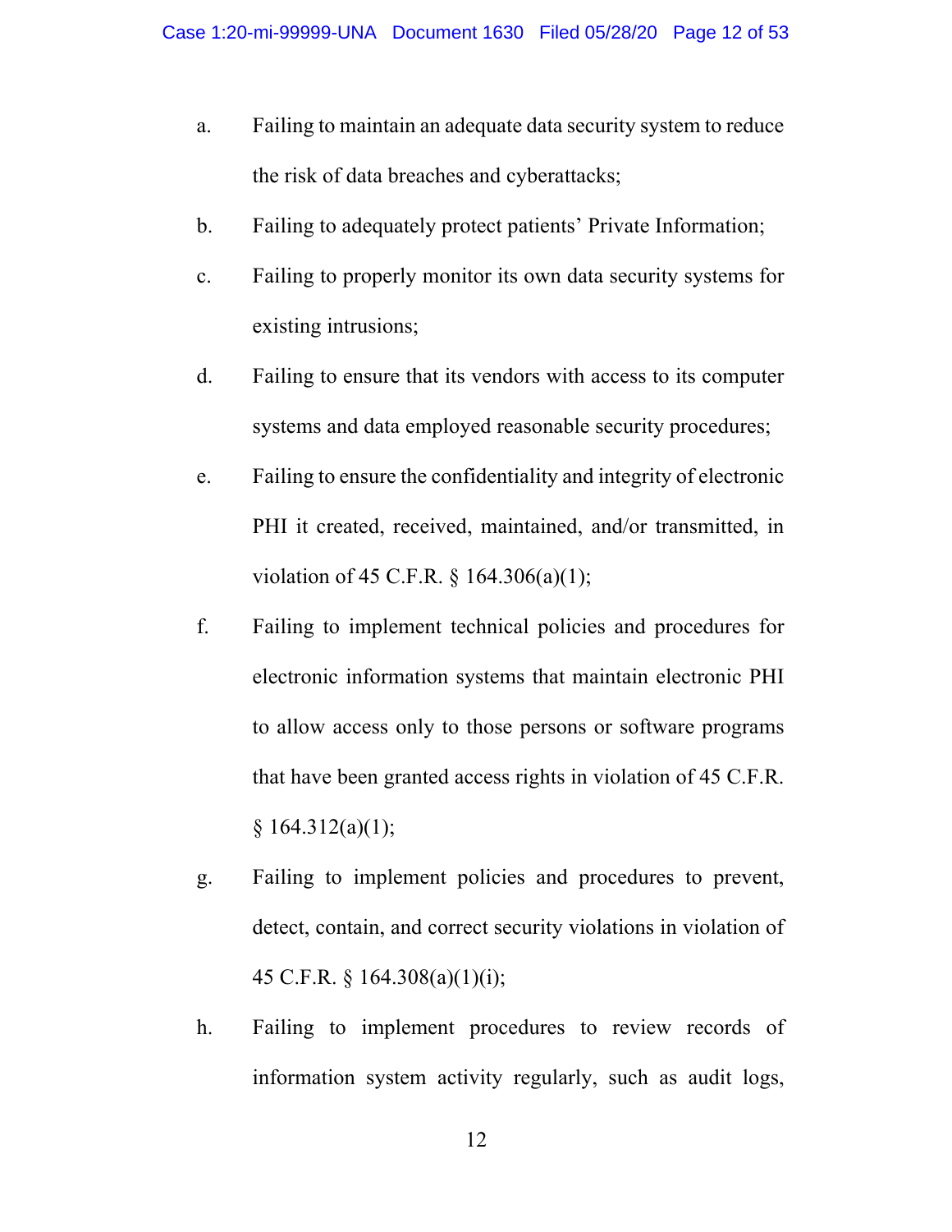a. Failing to maintain an adequate data security system to reduce the risk of data breaches and cyberattacks;

b. Failing to adequately protect patients' Private Information;

c. Failing to properly monitor its own data security systems for existing intrusions;

d. Failing to ensure that its vendors with access to its computer systems and data employed reasonable security procedures;

e. Failing to ensure the confidentiality and integrity of electronic PHI it created, received, maintained, and/or transmitted, in violation of 45 C.F.R. § 164.306(a)(1);

f. Failing to implement technical policies and procedures for electronic information systems that maintain electronic PHI to allow access only to those persons or software programs that have been granted access rights in violation of 45 C.F.R. § 164.312(a)(1);

g. Failing to implement policies and procedures to prevent, detect, contain, and correct security violations in violation of 45 C.F.R. § 164.308(a)(1)(i);

h. Failing to implement procedures to review records of information system activity regularly, such as audit logs,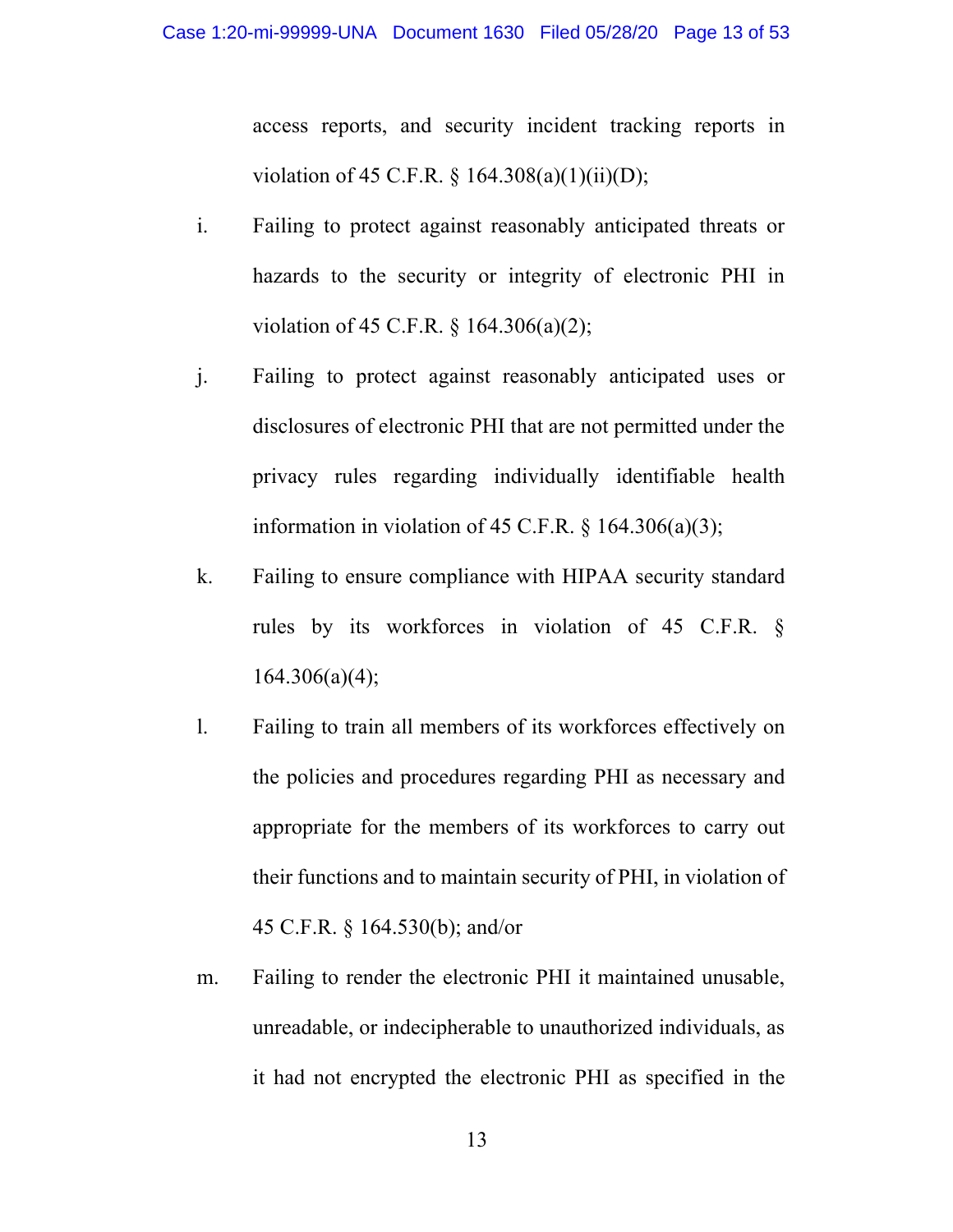access reports, and security incident tracking reports in violation of 45 C.F.R. § 164.308(a)(1)(ii)(D);

i. Failing to protect against reasonably anticipated threats or hazards to the security or integrity of electronic PHI in violation of 45 C.F.R. § 164.306(a)(2);

j. Failing to protect against reasonably anticipated uses or disclosures of electronic PHI that are not permitted under the privacy rules regarding individually identifiable health information in violation of 45 C.F.R. § 164.306(a)(3);

k. Failing to ensure compliance with HIPAA security standard rules by its workforces in violation of 45 C.F.R. § 164.306(a)(4);

l. Failing to train all members of its workforces effectively on the policies and procedures regarding PHI as necessary and appropriate for the members of its workforces to carry out their functions and to maintain security of PHI, in violation of 45 C.F.R. § 164.530(b); and/or

m. Failing to render the electronic PHI it maintained unusable, unreadable, or indecipherable to unauthorized individuals, as it had not encrypted the electronic PHI as specified in the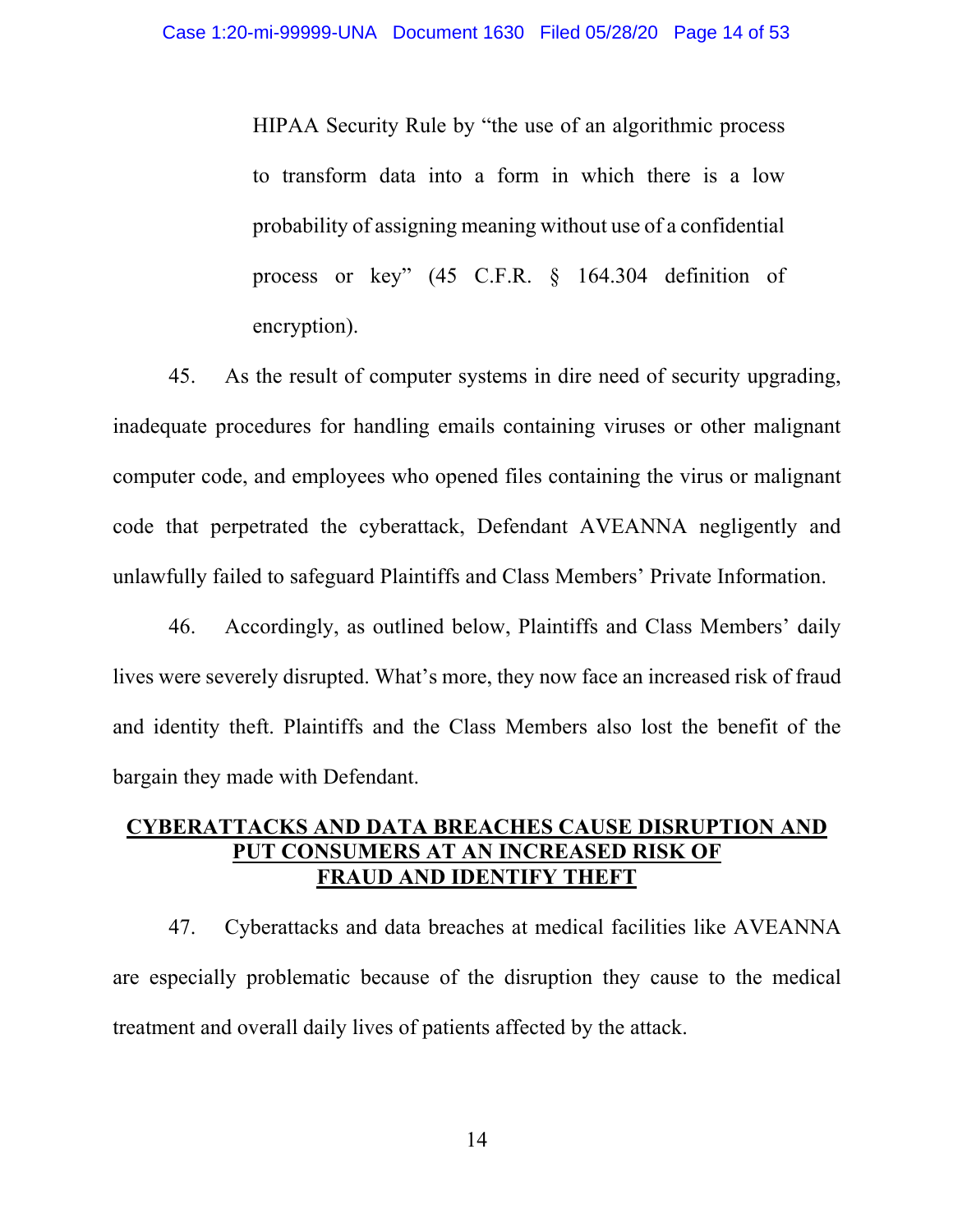HIPAA Security Rule by "the use of an algorithmic process to transform data into a form in which there is a low probability of assigning meaning without use of a confidential process or key" (45 C.F.R. § 164.304 definition of encryption).

45. As the result of computer systems in dire need of security upgrading, inadequate procedures for handling emails containing viruses or other malignant computer code, and employees who opened files containing the virus or malignant code that perpetrated the cyberattack, Defendant AVEANNA negligently and unlawfully failed to safeguard Plaintiffs and Class Members' Private Information.

46. Accordingly, as outlined below, Plaintiffs and Class Members' daily lives were severely disrupted. What's more, they now face an increased risk of fraud and identity theft. Plaintiffs and the Class Members also lost the benefit of the bargain they made with Defendant.

**CYBERATTACKS AND DATA BREACHES CAUSE DISRUPTION AND PUT CONSUMERS AT AN INCREASED RISK OF FRAUD AND IDENTIFY THEFT**

47. Cyberattacks and data breaches at medical facilities like AVEANNA are especially problematic because of the disruption they cause to the medical treatment and overall daily lives of patients affected by the attack.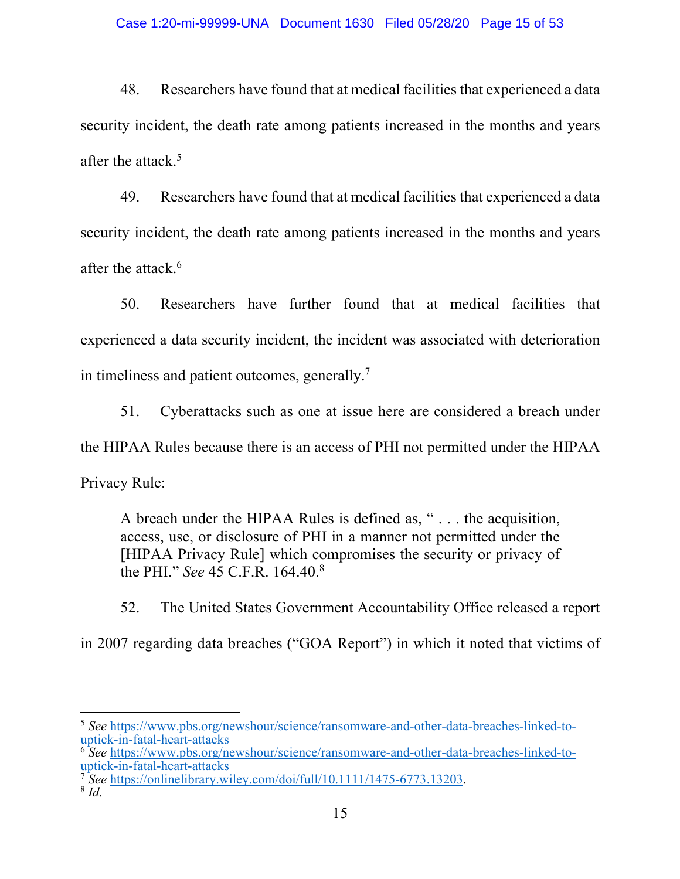48. Researchers have found that at medical facilities that experienced a data security incident, the death rate among patients increased in the months and years after the attack.[5]

49. Researchers have found that at medical facilities that experienced a data security incident, the death rate among patients increased in the months and years after the attack.[6]

50. Researchers have further found that at medical facilities that experienced a data security incident, the incident was associated with deterioration in timeliness and patient outcomes, generally.[7]

51. Cyberattacks such as one at issue here are considered a breach under the HIPAA Rules because there is an access of PHI not permitted under the HIPAA Privacy Rule:

> A breach under the HIPAA Rules is defined as, " . . . the acquisition, access, use, or disclosure of PHI in a manner not permitted under the [HIPAA Privacy Rule] which compromises the security or privacy of the PHI." *See* 45 C.F.R. 164.40.[8]

52. The United States Government Accountability Office released a report in 2007 regarding data breaches ("GOA Report") in which it noted that victims of

---

[5] *See* https://www.pbs.org/newshour/science/ransomware-and-other-data-breaches-linked-to-uptick-in-fatal-heart-attacks

[6] *See* https://www.pbs.org/newshour/science/ransomware-and-other-data-breaches-linked-to-uptick-in-fatal-heart-attacks

[7] *See* https://onlinelibrary.wiley.com/doi/full/10.1111/1475-6773.13203.

[8] *Id.*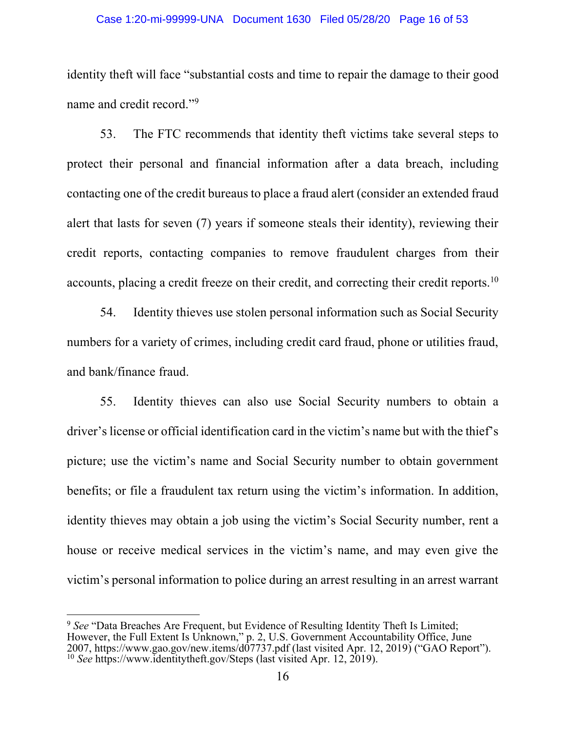identity theft will face "substantial costs and time to repair the damage to their good name and credit record."[9]

53. The FTC recommends that identity theft victims take several steps to protect their personal and financial information after a data breach, including contacting one of the credit bureaus to place a fraud alert (consider an extended fraud alert that lasts for seven (7) years if someone steals their identity), reviewing their credit reports, contacting companies to remove fraudulent charges from their accounts, placing a credit freeze on their credit, and correcting their credit reports.[10]

54. Identity thieves use stolen personal information such as Social Security numbers for a variety of crimes, including credit card fraud, phone or utilities fraud, and bank/finance fraud.

55. Identity thieves can also use Social Security numbers to obtain a driver's license or official identification card in the victim's name but with the thief's picture; use the victim's name and Social Security number to obtain government benefits; or file a fraudulent tax return using the victim's information. In addition, identity thieves may obtain a job using the victim's Social Security number, rent a house or receive medical services in the victim's name, and may even give the victim's personal information to police during an arrest resulting in an arrest warrant

---

[9] *See* "Data Breaches Are Frequent, but Evidence of Resulting Identity Theft Is Limited; However, the Full Extent Is Unknown," p. 2, U.S. Government Accountability Office, June 2007, https://www.gao.gov/new.items/d07737.pdf (last visited Apr. 12, 2019) ("GAO Report").

[10] *See* https://www.identitytheft.gov/Steps (last visited Apr. 12, 2019).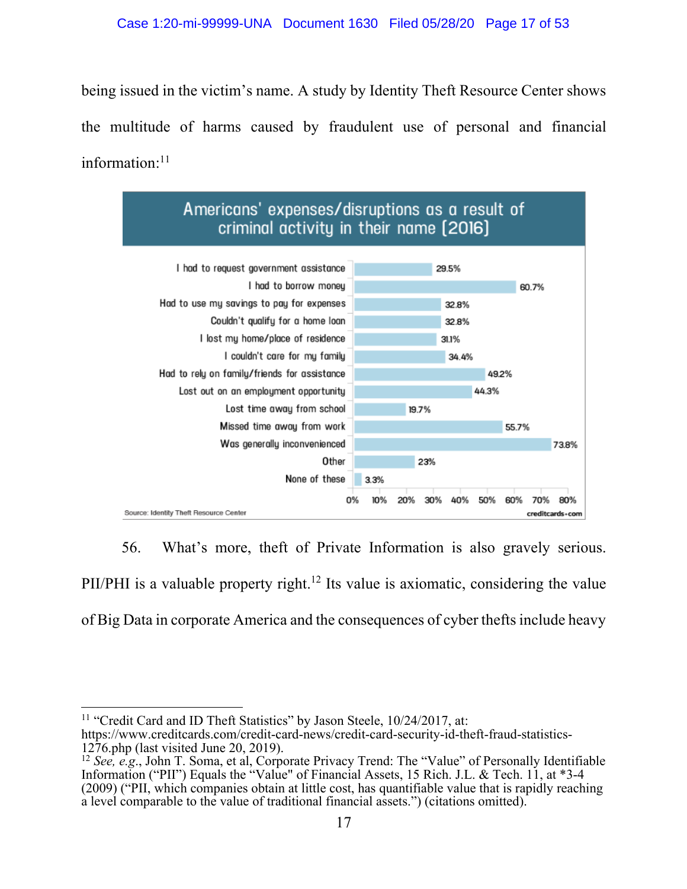being issued in the victim's name. A study by Identity Theft Resource Center shows the multitude of harms caused by fraudulent use of personal and financial information:[11]

**Americans' expenses/disruptions as a result of criminal activity in their name (2016)**

| Expense/disruption | Percentage |
|---|---|
| I had to request government assistance | 29.5% |
| I had to borrow money | 60.7% |
| Had to use my savings to pay for expenses | 32.8% |
| Couldn't qualify for a home loan | 32.8% |
| I lost my home/place of residence | 31.1% |
| I couldn't care for my family | 34.4% |
| Had to rely on family/friends for assistance | 49.2% |
| Lost out on an employment opportunity | 44.3% |
| Lost time away from school | 19.7% |
| Missed time away from work | 55.7% |
| Was generally inconvenienced | 73.8% |
| Other | 23% |
| None of these | 3.3% |

Source: Identity Theft Resource Center — creditcards.com

56. What's more, theft of Private Information is also gravely serious. PII/PHI is a valuable property right.[12] Its value is axiomatic, considering the value of Big Data in corporate America and the consequences of cyber thefts include heavy

---

[11] "Credit Card and ID Theft Statistics" by Jason Steele, 10/24/2017, at: https://www.creditcards.com/credit-card-news/credit-card-security-id-theft-fraud-statistics-1276.php (last visited June 20, 2019).

[12] *See, e.g.*, John T. Soma, et al, Corporate Privacy Trend: The "Value" of Personally Identifiable Information ("PII") Equals the "Value" of Financial Assets, 15 Rich. J.L. & Tech. 11, at *3-4 (2009) ("PII, which companies obtain at little cost, has quantifiable value that is rapidly reaching a level comparable to the value of traditional financial assets.") (citations omitted).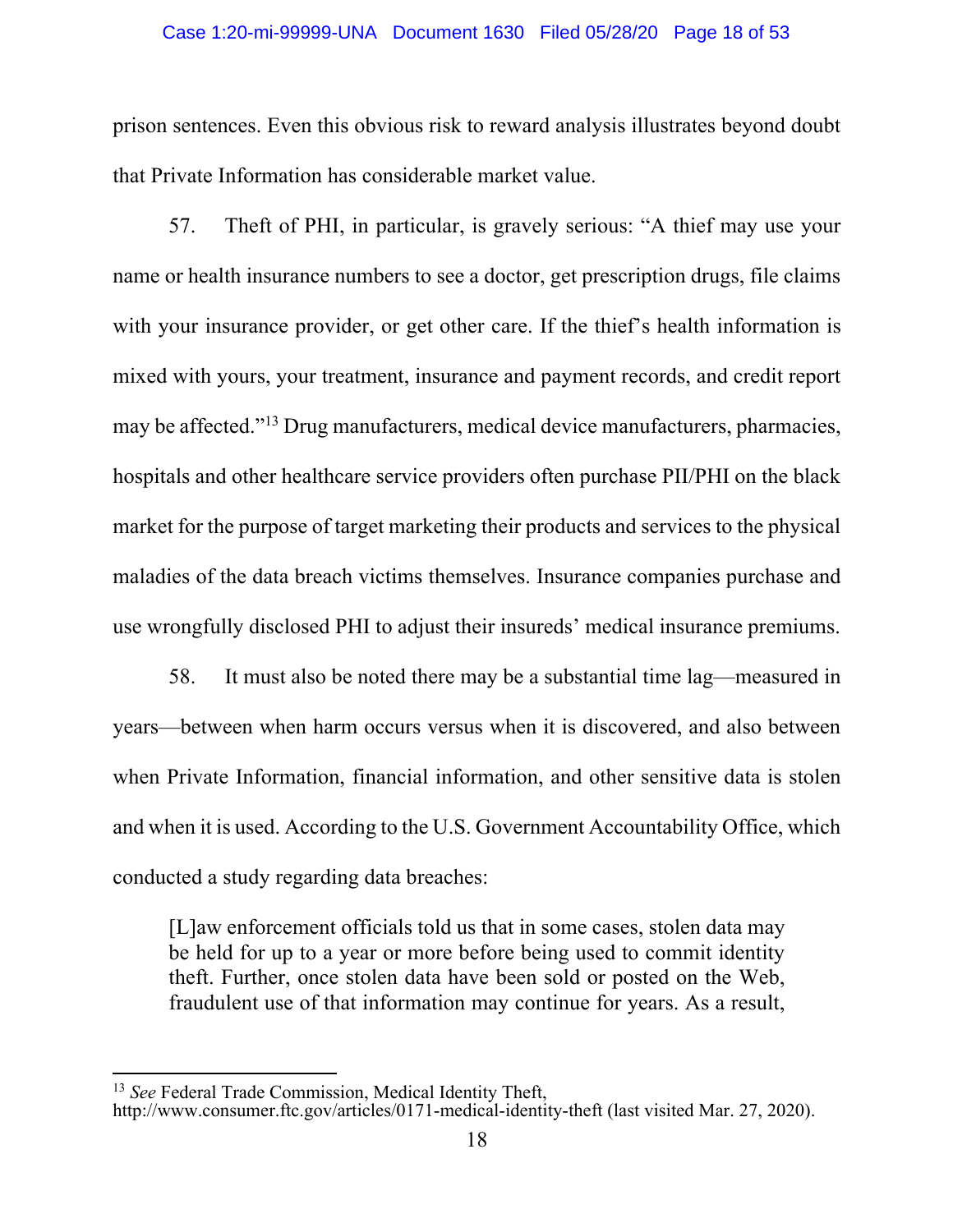prison sentences. Even this obvious risk to reward analysis illustrates beyond doubt that Private Information has considerable market value.

57. Theft of PHI, in particular, is gravely serious: "A thief may use your name or health insurance numbers to see a doctor, get prescription drugs, file claims with your insurance provider, or get other care. If the thief's health information is mixed with yours, your treatment, insurance and payment records, and credit report may be affected."[13] Drug manufacturers, medical device manufacturers, pharmacies, hospitals and other healthcare service providers often purchase PII/PHI on the black market for the purpose of target marketing their products and services to the physical maladies of the data breach victims themselves. Insurance companies purchase and use wrongfully disclosed PHI to adjust their insureds' medical insurance premiums.

58. It must also be noted there may be a substantial time lag—measured in years—between when harm occurs versus when it is discovered, and also between when Private Information, financial information, and other sensitive data is stolen and when it is used. According to the U.S. Government Accountability Office, which conducted a study regarding data breaches:

> [L]aw enforcement officials told us that in some cases, stolen data may be held for up to a year or more before being used to commit identity theft. Further, once stolen data have been sold or posted on the Web, fraudulent use of that information may continue for years. As a result,

---

[13] *See* Federal Trade Commission, Medical Identity Theft, http://www.consumer.ftc.gov/articles/0171-medical-identity-theft (last visited Mar. 27, 2020).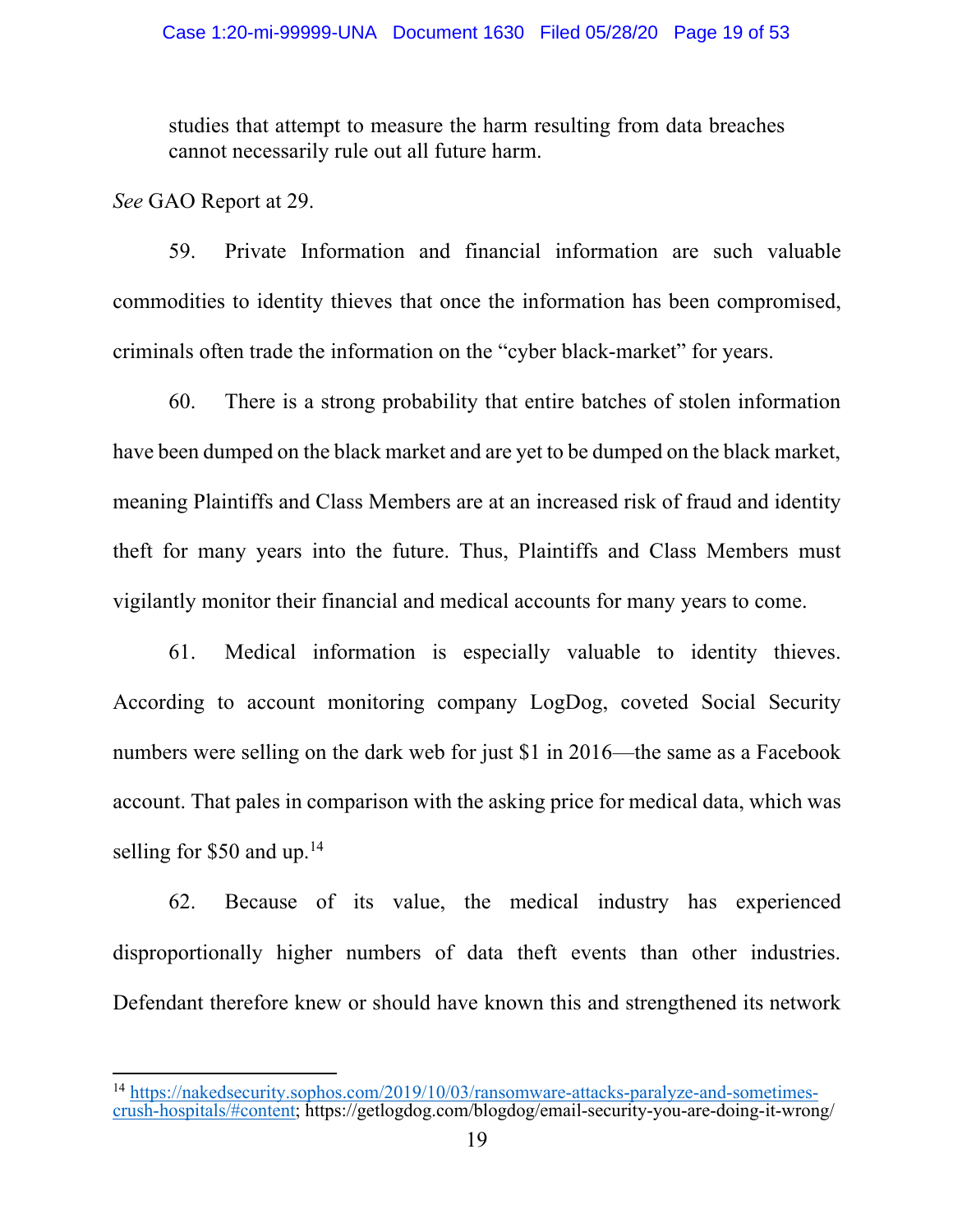studies that attempt to measure the harm resulting from data breaches cannot necessarily rule out all future harm.

*See* GAO Report at 29.

59. Private Information and financial information are such valuable commodities to identity thieves that once the information has been compromised, criminals often trade the information on the "cyber black-market" for years.

60. There is a strong probability that entire batches of stolen information have been dumped on the black market and are yet to be dumped on the black market, meaning Plaintiffs and Class Members are at an increased risk of fraud and identity theft for many years into the future. Thus, Plaintiffs and Class Members must vigilantly monitor their financial and medical accounts for many years to come.

61. Medical information is especially valuable to identity thieves. According to account monitoring company LogDog, coveted Social Security numbers were selling on the dark web for just $1 in 2016—the same as a Facebook account. That pales in comparison with the asking price for medical data, which was selling for $50 and up.[14]

62. Because of its value, the medical industry has experienced disproportionally higher numbers of data theft events than other industries. Defendant therefore knew or should have known this and strengthened its network

---

[14] https://nakedsecurity.sophos.com/2019/10/03/ransomware-attacks-paralyze-and-sometimes-crush-hospitals/#content; https://getlogdog.com/blogdog/email-security-you-are-doing-it-wrong/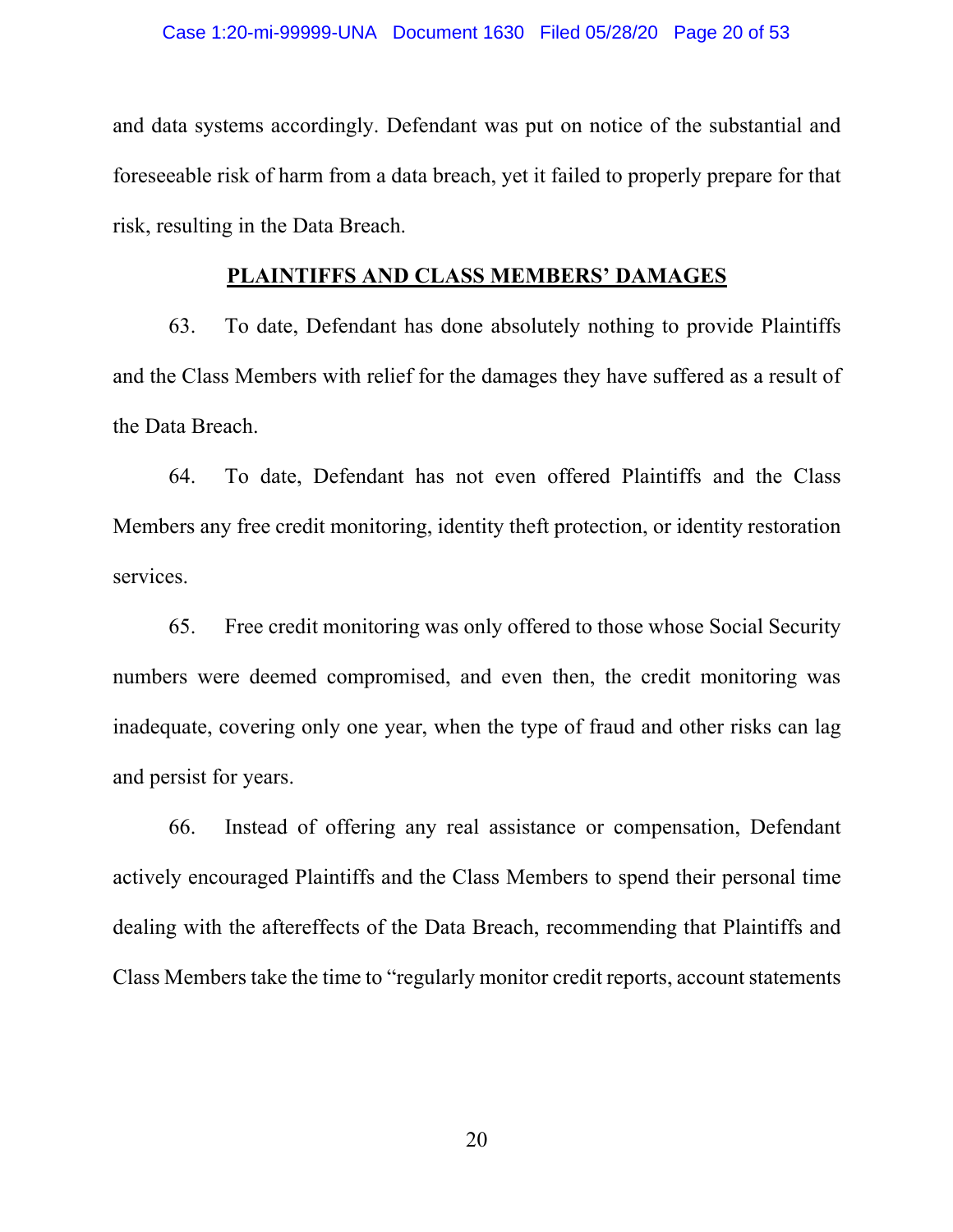and data systems accordingly. Defendant was put on notice of the substantial and foreseeable risk of harm from a data breach, yet it failed to properly prepare for that risk, resulting in the Data Breach.

## PLAINTIFFS AND CLASS MEMBERS' DAMAGES

63. To date, Defendant has done absolutely nothing to provide Plaintiffs and the Class Members with relief for the damages they have suffered as a result of the Data Breach.

64. To date, Defendant has not even offered Plaintiffs and the Class Members any free credit monitoring, identity theft protection, or identity restoration services.

65. Free credit monitoring was only offered to those whose Social Security numbers were deemed compromised, and even then, the credit monitoring was inadequate, covering only one year, when the type of fraud and other risks can lag and persist for years.

66. Instead of offering any real assistance or compensation, Defendant actively encouraged Plaintiffs and the Class Members to spend their personal time dealing with the aftereffects of the Data Breach, recommending that Plaintiffs and Class Members take the time to "regularly monitor credit reports, account statements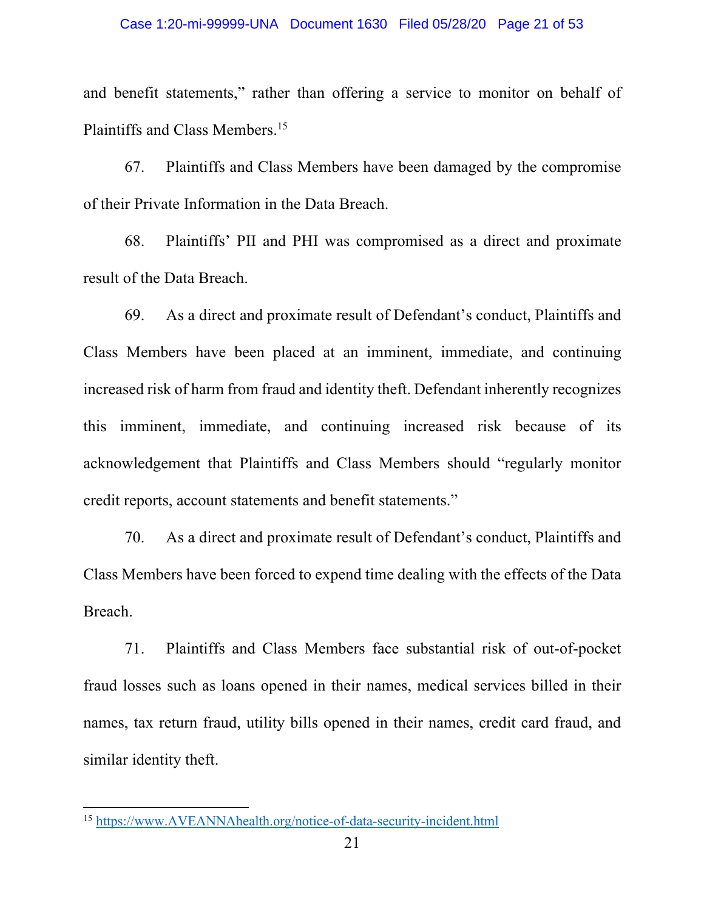and benefit statements," rather than offering a service to monitor on behalf of Plaintiffs and Class Members.[15]

67. Plaintiffs and Class Members have been damaged by the compromise of their Private Information in the Data Breach.

68. Plaintiffs' PII and PHI was compromised as a direct and proximate result of the Data Breach.

69. As a direct and proximate result of Defendant's conduct, Plaintiffs and Class Members have been placed at an imminent, immediate, and continuing increased risk of harm from fraud and identity theft. Defendant inherently recognizes this imminent, immediate, and continuing increased risk because of its acknowledgement that Plaintiffs and Class Members should "regularly monitor credit reports, account statements and benefit statements."

70. As a direct and proximate result of Defendant's conduct, Plaintiffs and Class Members have been forced to expend time dealing with the effects of the Data Breach.

71. Plaintiffs and Class Members face substantial risk of out-of-pocket fraud losses such as loans opened in their names, medical services billed in their names, tax return fraud, utility bills opened in their names, credit card fraud, and similar identity theft.

---

[15] https://www.AVEANNAhealth.org/notice-of-data-security-incident.html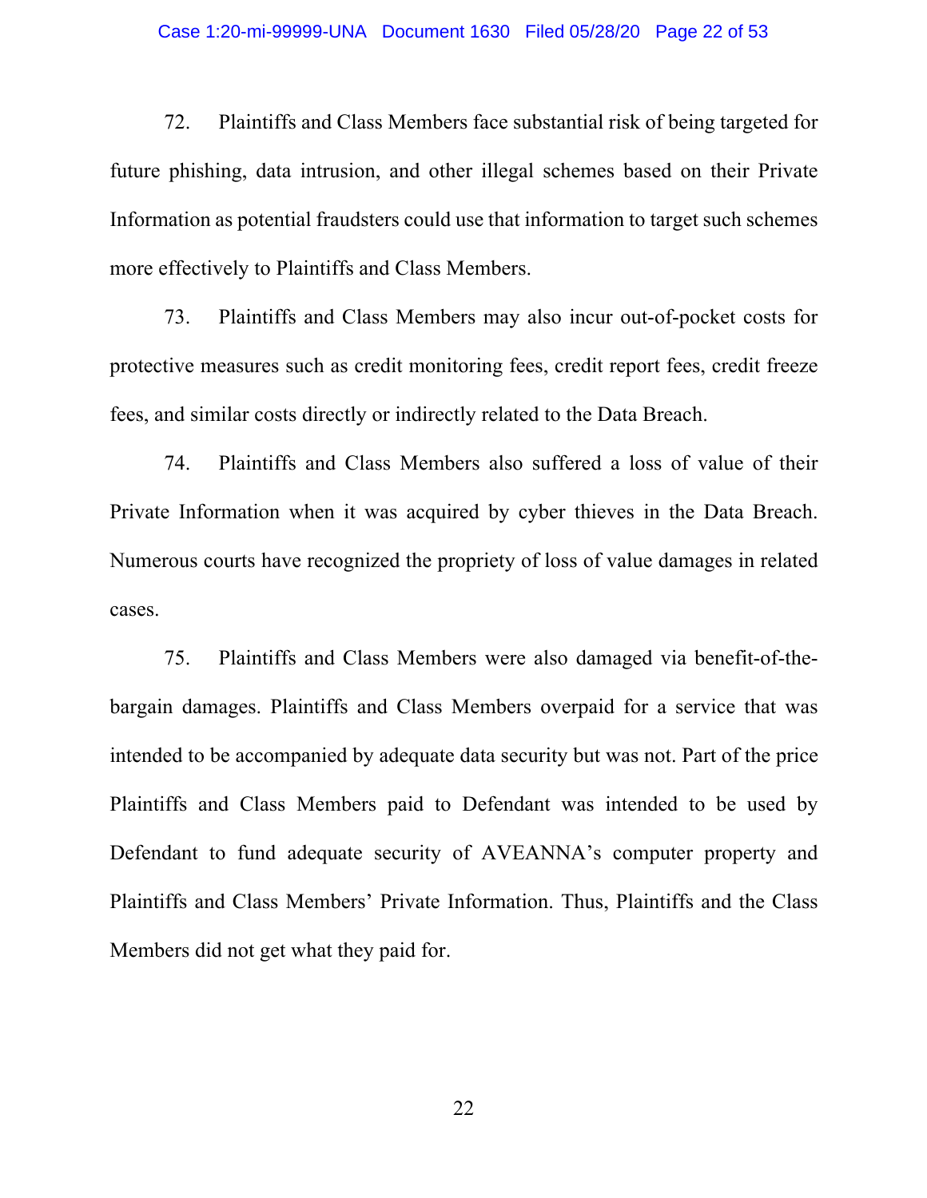72. Plaintiffs and Class Members face substantial risk of being targeted for future phishing, data intrusion, and other illegal schemes based on their Private Information as potential fraudsters could use that information to target such schemes more effectively to Plaintiffs and Class Members.

73. Plaintiffs and Class Members may also incur out-of-pocket costs for protective measures such as credit monitoring fees, credit report fees, credit freeze fees, and similar costs directly or indirectly related to the Data Breach.

74. Plaintiffs and Class Members also suffered a loss of value of their Private Information when it was acquired by cyber thieves in the Data Breach. Numerous courts have recognized the propriety of loss of value damages in related cases.

75. Plaintiffs and Class Members were also damaged via benefit-of-the-bargain damages. Plaintiffs and Class Members overpaid for a service that was intended to be accompanied by adequate data security but was not. Part of the price Plaintiffs and Class Members paid to Defendant was intended to be used by Defendant to fund adequate security of AVEANNA's computer property and Plaintiffs and Class Members' Private Information. Thus, Plaintiffs and the Class Members did not get what they paid for.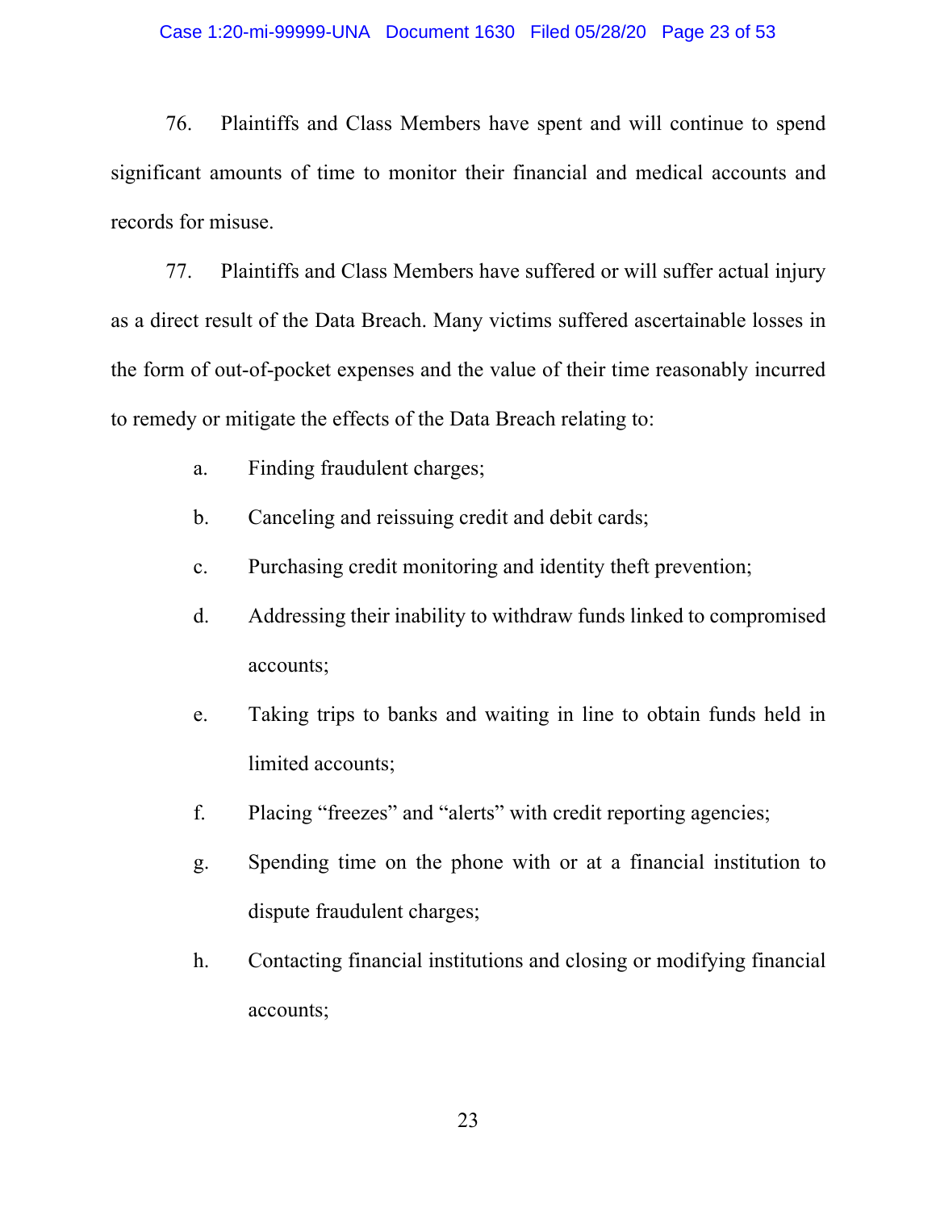76. Plaintiffs and Class Members have spent and will continue to spend significant amounts of time to monitor their financial and medical accounts and records for misuse.

77. Plaintiffs and Class Members have suffered or will suffer actual injury as a direct result of the Data Breach. Many victims suffered ascertainable losses in the form of out-of-pocket expenses and the value of their time reasonably incurred to remedy or mitigate the effects of the Data Breach relating to:

a. Finding fraudulent charges;

b. Canceling and reissuing credit and debit cards;

c. Purchasing credit monitoring and identity theft prevention;

d. Addressing their inability to withdraw funds linked to compromised accounts;

e. Taking trips to banks and waiting in line to obtain funds held in limited accounts;

f. Placing "freezes" and "alerts" with credit reporting agencies;

g. Spending time on the phone with or at a financial institution to dispute fraudulent charges;

h. Contacting financial institutions and closing or modifying financial accounts;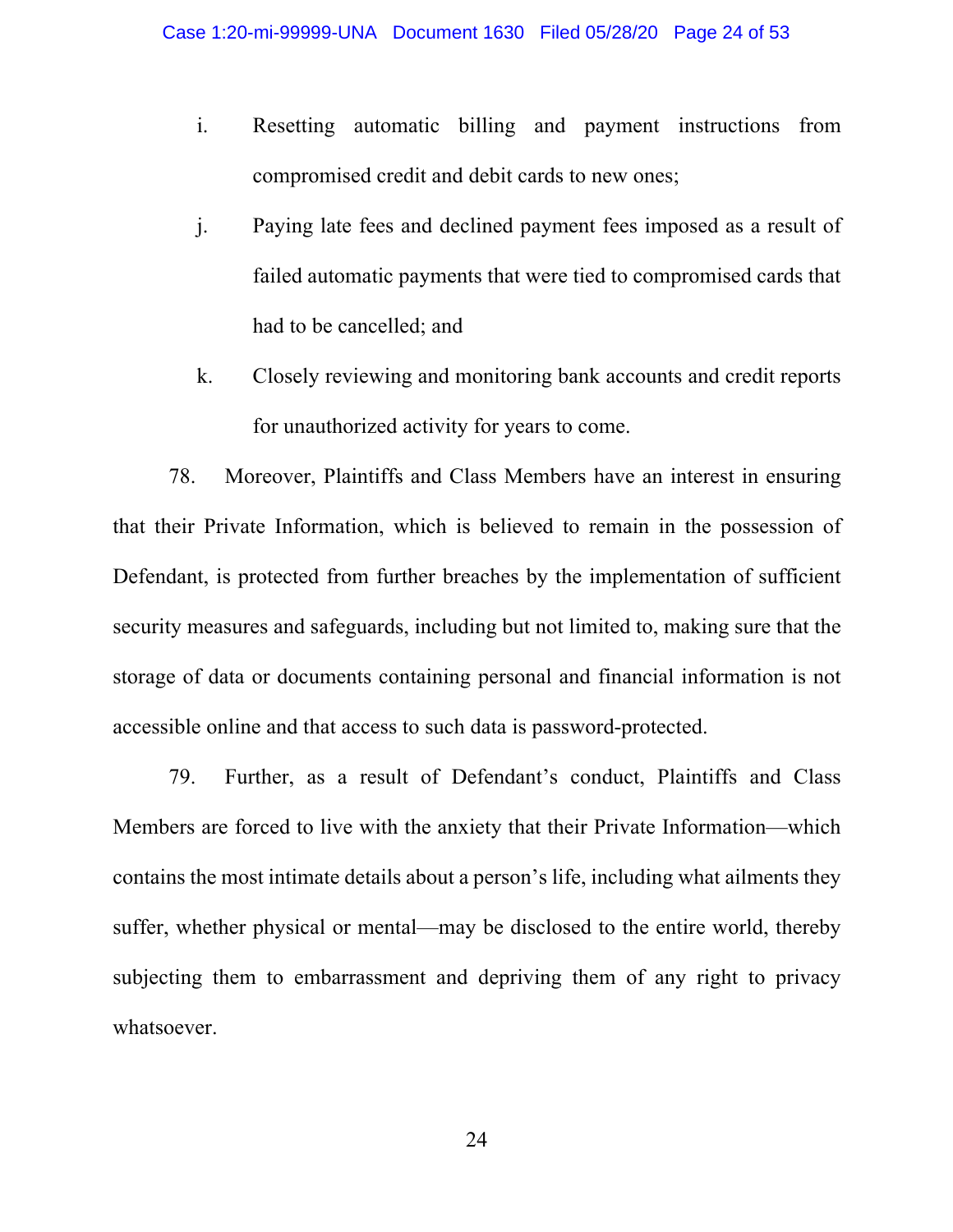i. Resetting automatic billing and payment instructions from compromised credit and debit cards to new ones;

j. Paying late fees and declined payment fees imposed as a result of failed automatic payments that were tied to compromised cards that had to be cancelled; and

k. Closely reviewing and monitoring bank accounts and credit reports for unauthorized activity for years to come.

78. Moreover, Plaintiffs and Class Members have an interest in ensuring that their Private Information, which is believed to remain in the possession of Defendant, is protected from further breaches by the implementation of sufficient security measures and safeguards, including but not limited to, making sure that the storage of data or documents containing personal and financial information is not accessible online and that access to such data is password-protected.

79. Further, as a result of Defendant's conduct, Plaintiffs and Class Members are forced to live with the anxiety that their Private Information—which contains the most intimate details about a person's life, including what ailments they suffer, whether physical or mental—may be disclosed to the entire world, thereby subjecting them to embarrassment and depriving them of any right to privacy whatsoever.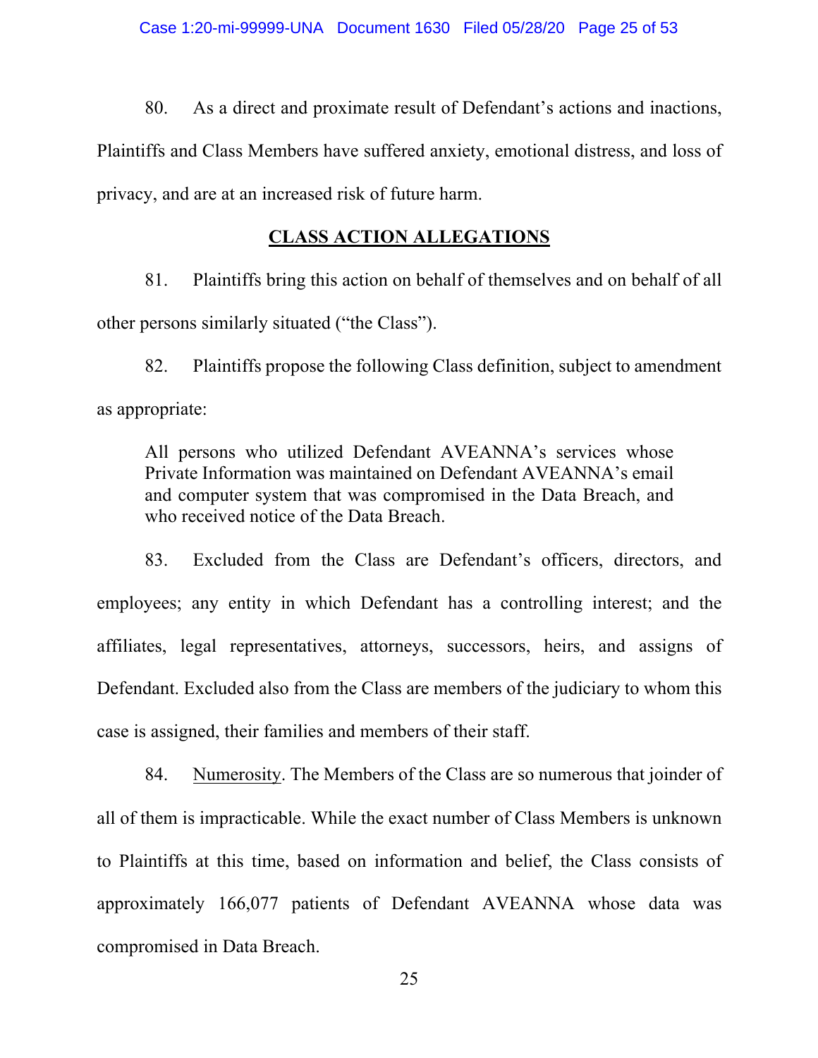80. As a direct and proximate result of Defendant's actions and inactions, Plaintiffs and Class Members have suffered anxiety, emotional distress, and loss of privacy, and are at an increased risk of future harm.

## CLASS ACTION ALLEGATIONS

81. Plaintiffs bring this action on behalf of themselves and on behalf of all other persons similarly situated ("the Class").

82. Plaintiffs propose the following Class definition, subject to amendment as appropriate:

> All persons who utilized Defendant AVEANNA's services whose Private Information was maintained on Defendant AVEANNA's email and computer system that was compromised in the Data Breach, and who received notice of the Data Breach.

83. Excluded from the Class are Defendant's officers, directors, and employees; any entity in which Defendant has a controlling interest; and the affiliates, legal representatives, attorneys, successors, heirs, and assigns of Defendant. Excluded also from the Class are members of the judiciary to whom this case is assigned, their families and members of their staff.

84. Numerosity. The Members of the Class are so numerous that joinder of all of them is impracticable. While the exact number of Class Members is unknown to Plaintiffs at this time, based on information and belief, the Class consists of approximately 166,077 patients of Defendant AVEANNA whose data was compromised in Data Breach.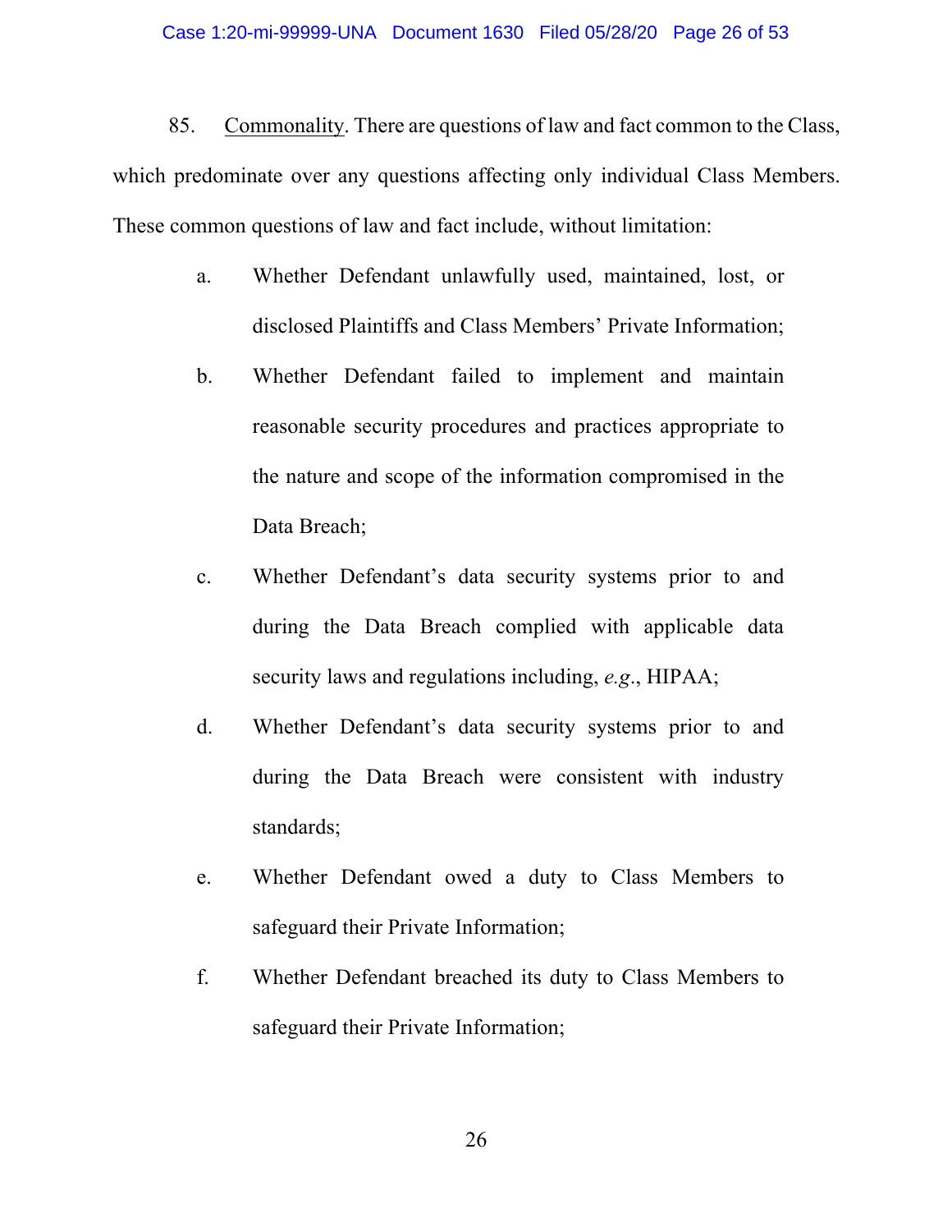85. <u>Commonality</u>. There are questions of law and fact common to the Class, which predominate over any questions affecting only individual Class Members. These common questions of law and fact include, without limitation:

a. Whether Defendant unlawfully used, maintained, lost, or disclosed Plaintiffs and Class Members' Private Information;

b. Whether Defendant failed to implement and maintain reasonable security procedures and practices appropriate to the nature and scope of the information compromised in the Data Breach;

c. Whether Defendant's data security systems prior to and during the Data Breach complied with applicable data security laws and regulations including, *e.g*., HIPAA;

d. Whether Defendant's data security systems prior to and during the Data Breach were consistent with industry standards;

e. Whether Defendant owed a duty to Class Members to safeguard their Private Information;

f. Whether Defendant breached its duty to Class Members to safeguard their Private Information;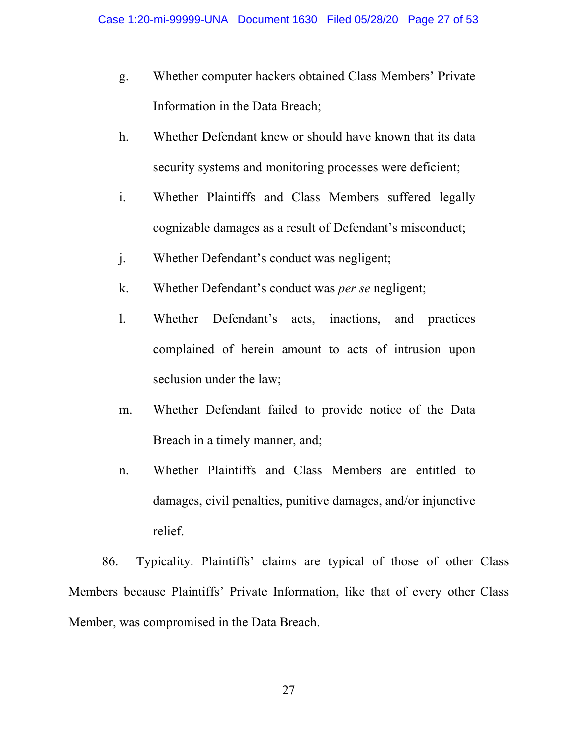g. Whether computer hackers obtained Class Members' Private Information in the Data Breach;

h. Whether Defendant knew or should have known that its data security systems and monitoring processes were deficient;

i. Whether Plaintiffs and Class Members suffered legally cognizable damages as a result of Defendant's misconduct;

j. Whether Defendant's conduct was negligent;

k. Whether Defendant's conduct was *per se* negligent;

l. Whether Defendant's acts, inactions, and practices complained of herein amount to acts of intrusion upon seclusion under the law;

m. Whether Defendant failed to provide notice of the Data Breach in a timely manner, and;

n. Whether Plaintiffs and Class Members are entitled to damages, civil penalties, punitive damages, and/or injunctive relief.

86. Typicality. Plaintiffs' claims are typical of those of other Class Members because Plaintiffs' Private Information, like that of every other Class Member, was compromised in the Data Breach.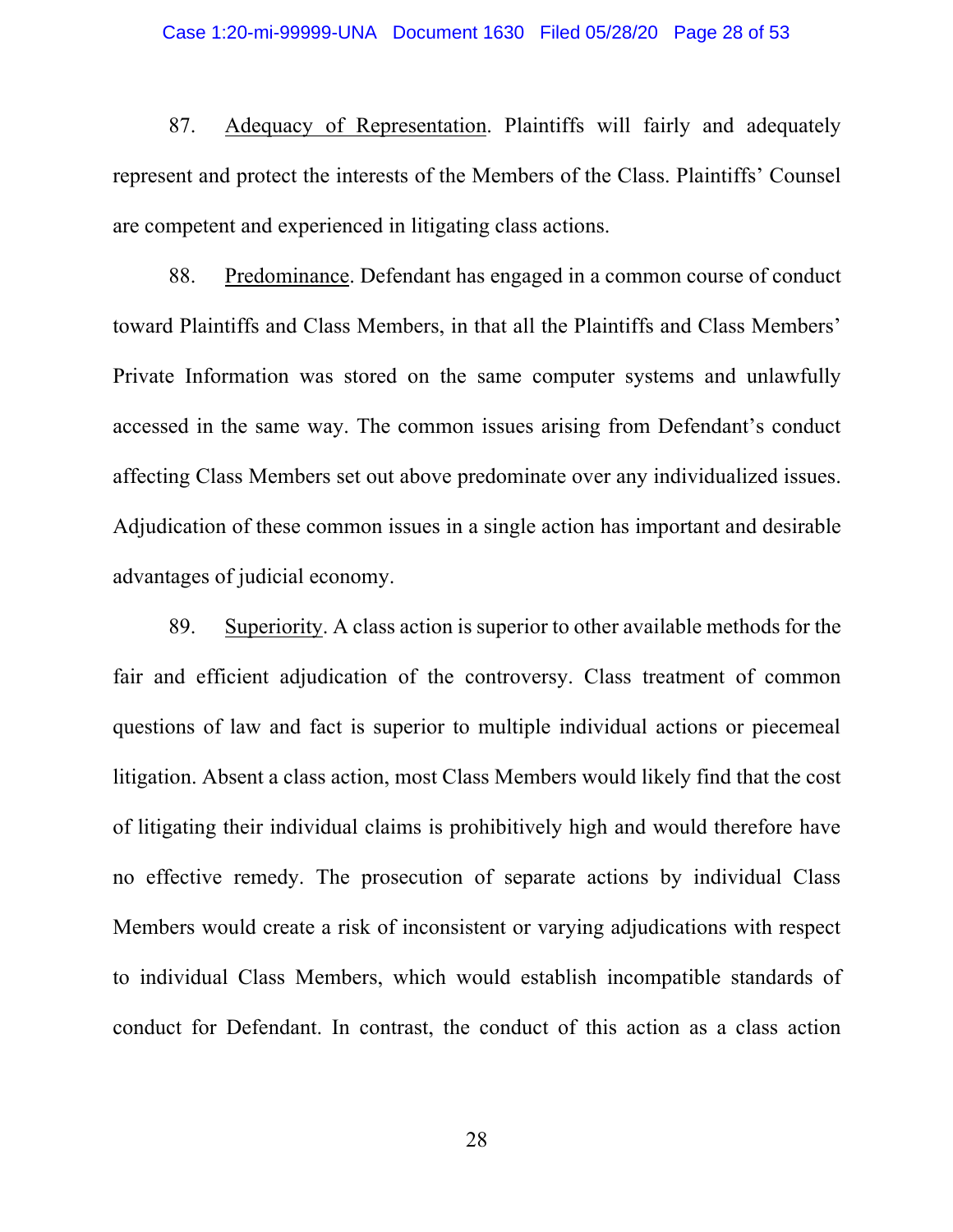87. Adequacy of Representation. Plaintiffs will fairly and adequately represent and protect the interests of the Members of the Class. Plaintiffs' Counsel are competent and experienced in litigating class actions.

88. Predominance. Defendant has engaged in a common course of conduct toward Plaintiffs and Class Members, in that all the Plaintiffs and Class Members' Private Information was stored on the same computer systems and unlawfully accessed in the same way. The common issues arising from Defendant's conduct affecting Class Members set out above predominate over any individualized issues. Adjudication of these common issues in a single action has important and desirable advantages of judicial economy.

89. Superiority. A class action is superior to other available methods for the fair and efficient adjudication of the controversy. Class treatment of common questions of law and fact is superior to multiple individual actions or piecemeal litigation. Absent a class action, most Class Members would likely find that the cost of litigating their individual claims is prohibitively high and would therefore have no effective remedy. The prosecution of separate actions by individual Class Members would create a risk of inconsistent or varying adjudications with respect to individual Class Members, which would establish incompatible standards of conduct for Defendant. In contrast, the conduct of this action as a class action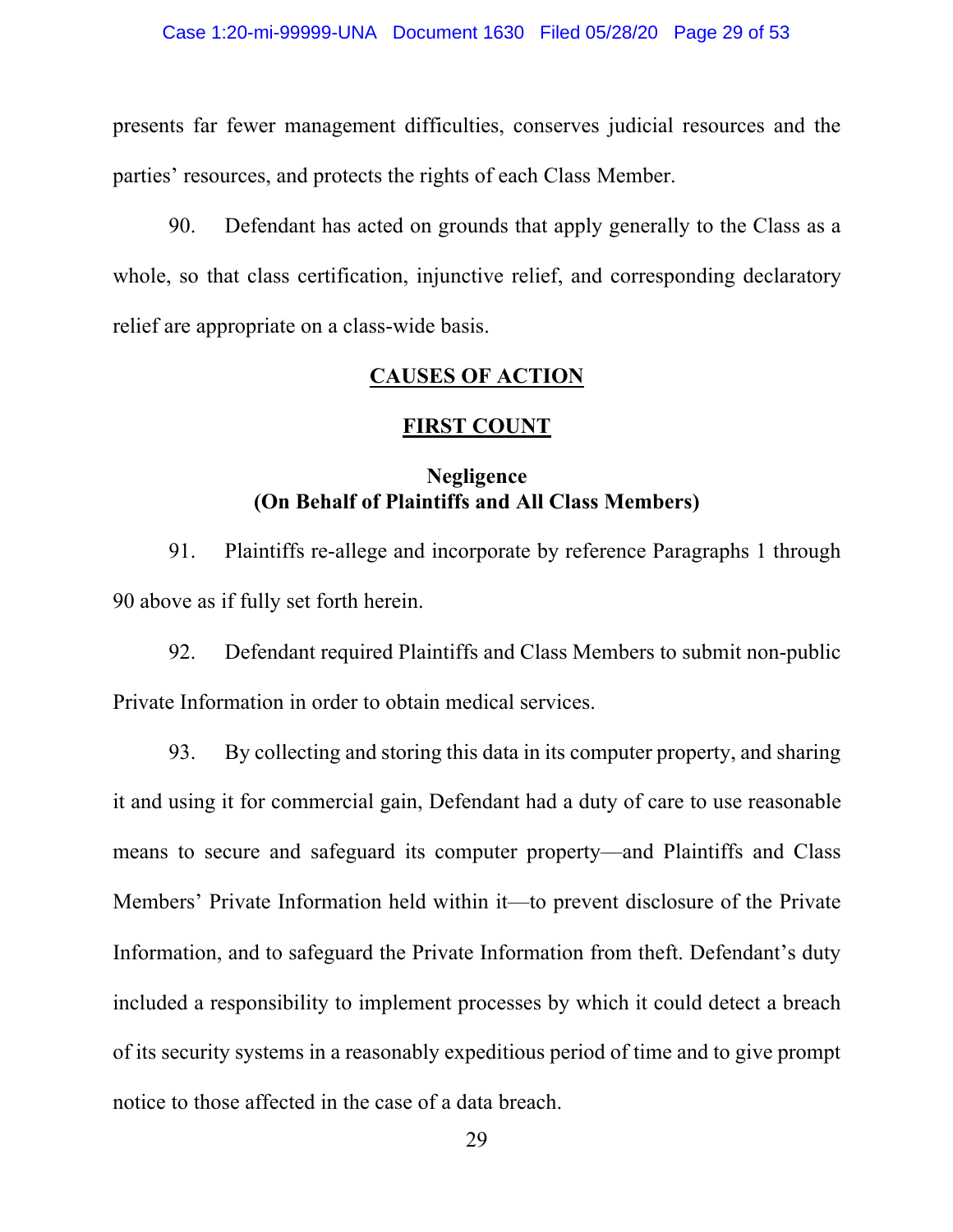presents far fewer management difficulties, conserves judicial resources and the parties' resources, and protects the rights of each Class Member.

90. Defendant has acted on grounds that apply generally to the Class as a whole, so that class certification, injunctive relief, and corresponding declaratory relief are appropriate on a class-wide basis.

## CAUSES OF ACTION

## FIRST COUNT

### Negligence
### (On Behalf of Plaintiffs and All Class Members)

91. Plaintiffs re-allege and incorporate by reference Paragraphs 1 through 90 above as if fully set forth herein.

92. Defendant required Plaintiffs and Class Members to submit non-public Private Information in order to obtain medical services.

93. By collecting and storing this data in its computer property, and sharing it and using it for commercial gain, Defendant had a duty of care to use reasonable means to secure and safeguard its computer property—and Plaintiffs and Class Members' Private Information held within it—to prevent disclosure of the Private Information, and to safeguard the Private Information from theft. Defendant's duty included a responsibility to implement processes by which it could detect a breach of its security systems in a reasonably expeditious period of time and to give prompt notice to those affected in the case of a data breach.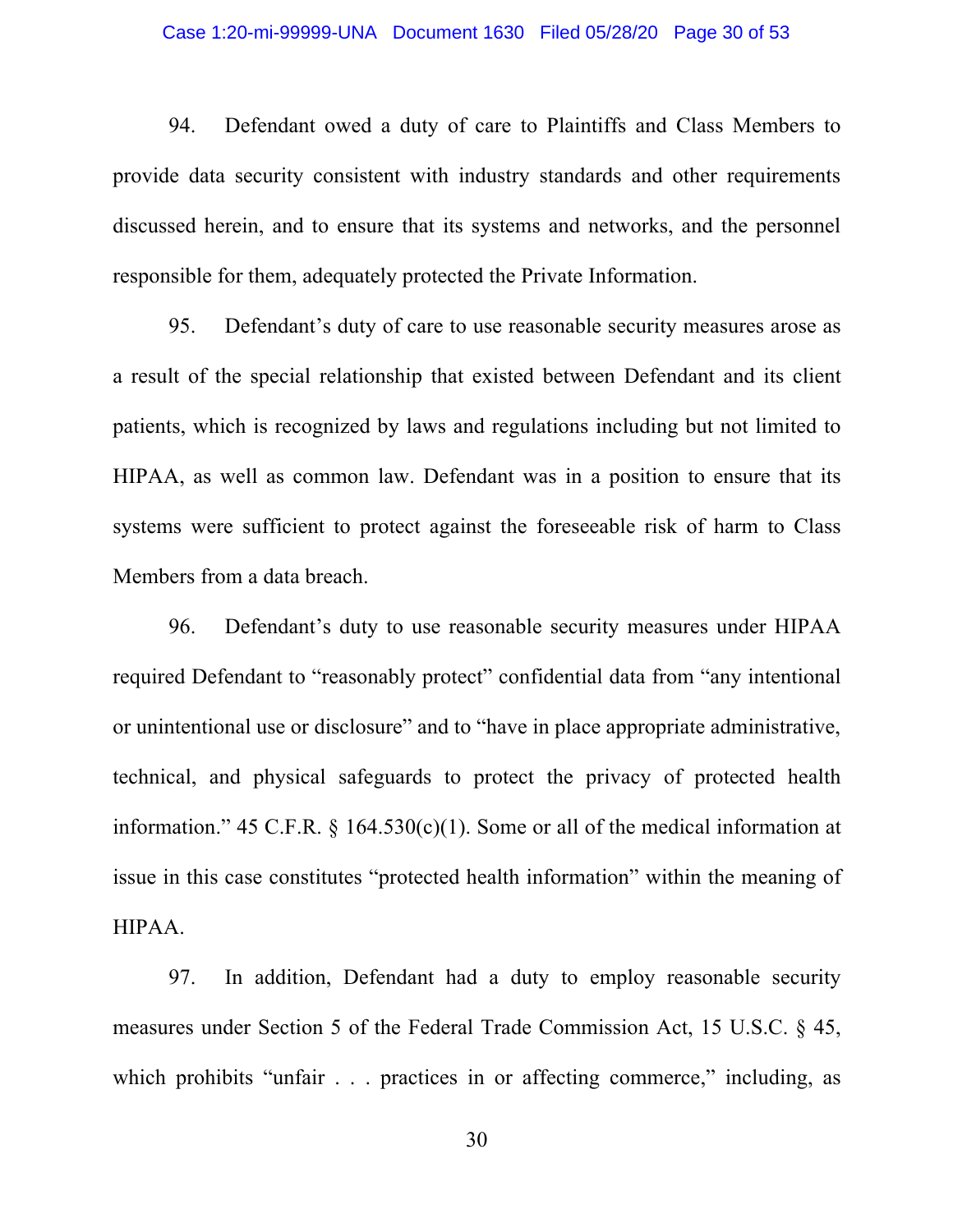94. Defendant owed a duty of care to Plaintiffs and Class Members to provide data security consistent with industry standards and other requirements discussed herein, and to ensure that its systems and networks, and the personnel responsible for them, adequately protected the Private Information.

95. Defendant's duty of care to use reasonable security measures arose as a result of the special relationship that existed between Defendant and its client patients, which is recognized by laws and regulations including but not limited to HIPAA, as well as common law. Defendant was in a position to ensure that its systems were sufficient to protect against the foreseeable risk of harm to Class Members from a data breach.

96. Defendant's duty to use reasonable security measures under HIPAA required Defendant to "reasonably protect" confidential data from "any intentional or unintentional use or disclosure" and to "have in place appropriate administrative, technical, and physical safeguards to protect the privacy of protected health information." 45 C.F.R. § 164.530(c)(1). Some or all of the medical information at issue in this case constitutes "protected health information" within the meaning of HIPAA.

97. In addition, Defendant had a duty to employ reasonable security measures under Section 5 of the Federal Trade Commission Act, 15 U.S.C. § 45, which prohibits "unfair . . . practices in or affecting commerce," including, as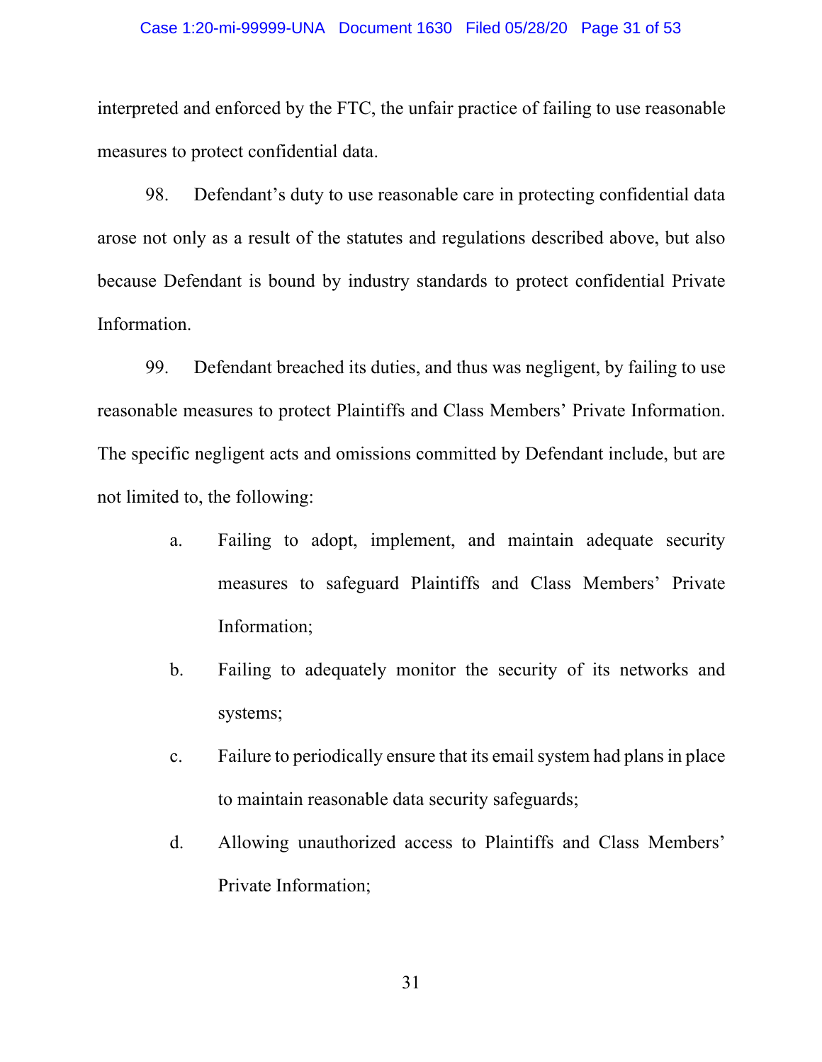interpreted and enforced by the FTC, the unfair practice of failing to use reasonable measures to protect confidential data.

98. Defendant's duty to use reasonable care in protecting confidential data arose not only as a result of the statutes and regulations described above, but also because Defendant is bound by industry standards to protect confidential Private Information.

99. Defendant breached its duties, and thus was negligent, by failing to use reasonable measures to protect Plaintiffs and Class Members' Private Information. The specific negligent acts and omissions committed by Defendant include, but are not limited to, the following:

a. Failing to adopt, implement, and maintain adequate security measures to safeguard Plaintiffs and Class Members' Private Information;

b. Failing to adequately monitor the security of its networks and systems;

c. Failure to periodically ensure that its email system had plans in place to maintain reasonable data security safeguards;

d. Allowing unauthorized access to Plaintiffs and Class Members' Private Information;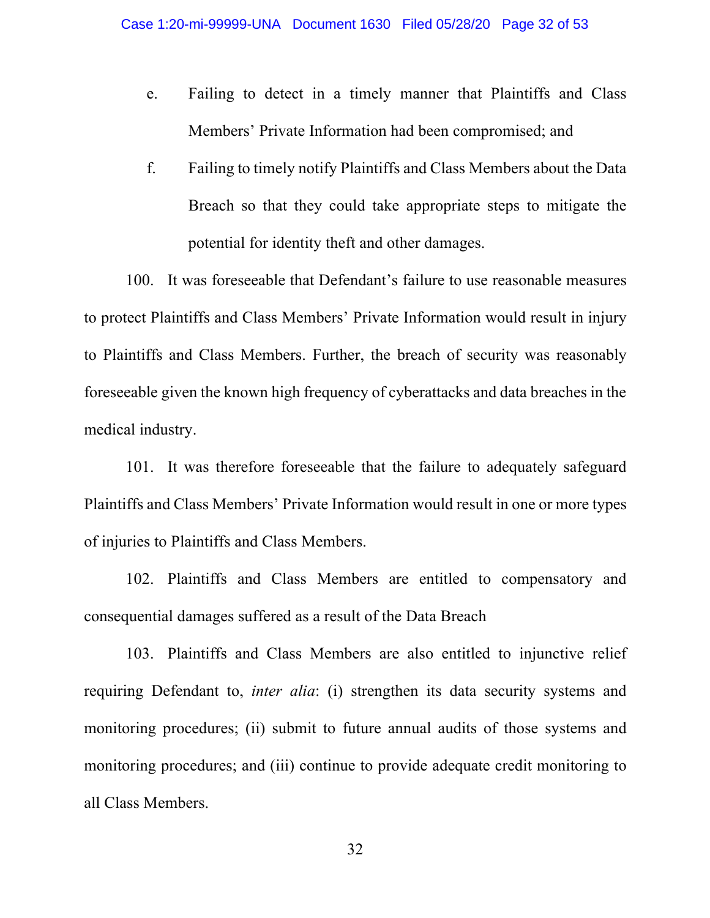e. Failing to detect in a timely manner that Plaintiffs and Class Members' Private Information had been compromised; and

f. Failing to timely notify Plaintiffs and Class Members about the Data Breach so that they could take appropriate steps to mitigate the potential for identity theft and other damages.

100. It was foreseeable that Defendant's failure to use reasonable measures to protect Plaintiffs and Class Members' Private Information would result in injury to Plaintiffs and Class Members. Further, the breach of security was reasonably foreseeable given the known high frequency of cyberattacks and data breaches in the medical industry.

101. It was therefore foreseeable that the failure to adequately safeguard Plaintiffs and Class Members' Private Information would result in one or more types of injuries to Plaintiffs and Class Members.

102. Plaintiffs and Class Members are entitled to compensatory and consequential damages suffered as a result of the Data Breach

103. Plaintiffs and Class Members are also entitled to injunctive relief requiring Defendant to, *inter alia*: (i) strengthen its data security systems and monitoring procedures; (ii) submit to future annual audits of those systems and monitoring procedures; and (iii) continue to provide adequate credit monitoring to all Class Members.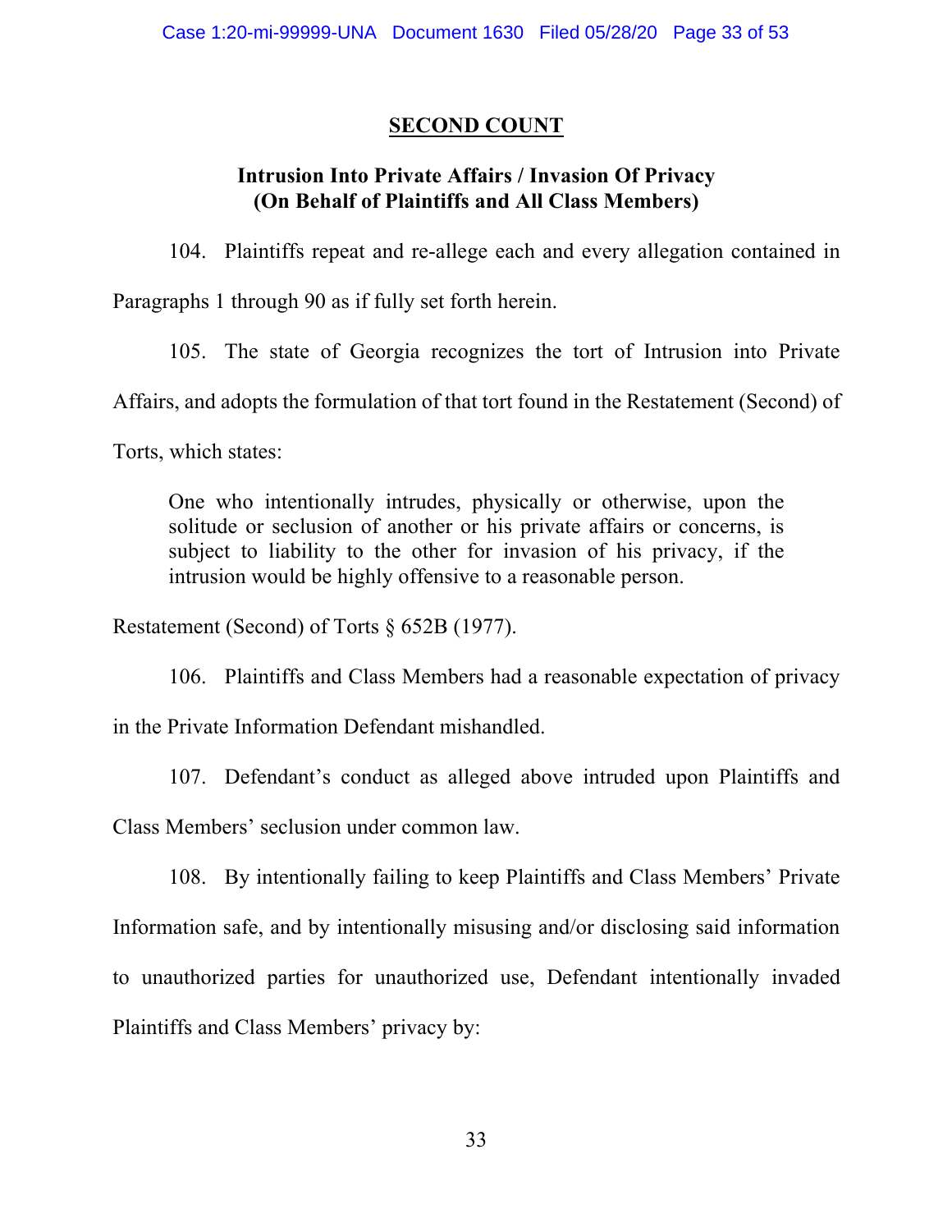## SECOND COUNT

### Intrusion Into Private Affairs / Invasion Of Privacy (On Behalf of Plaintiffs and All Class Members)

104. Plaintiffs repeat and re-allege each and every allegation contained in Paragraphs 1 through 90 as if fully set forth herein.

105. The state of Georgia recognizes the tort of Intrusion into Private Affairs, and adopts the formulation of that tort found in the Restatement (Second) of Torts, which states:

> One who intentionally intrudes, physically or otherwise, upon the solitude or seclusion of another or his private affairs or concerns, is subject to liability to the other for invasion of his privacy, if the intrusion would be highly offensive to a reasonable person.

Restatement (Second) of Torts § 652B (1977).

106. Plaintiffs and Class Members had a reasonable expectation of privacy in the Private Information Defendant mishandled.

107. Defendant's conduct as alleged above intruded upon Plaintiffs and Class Members' seclusion under common law.

108. By intentionally failing to keep Plaintiffs and Class Members' Private Information safe, and by intentionally misusing and/or disclosing said information to unauthorized parties for unauthorized use, Defendant intentionally invaded Plaintiffs and Class Members' privacy by: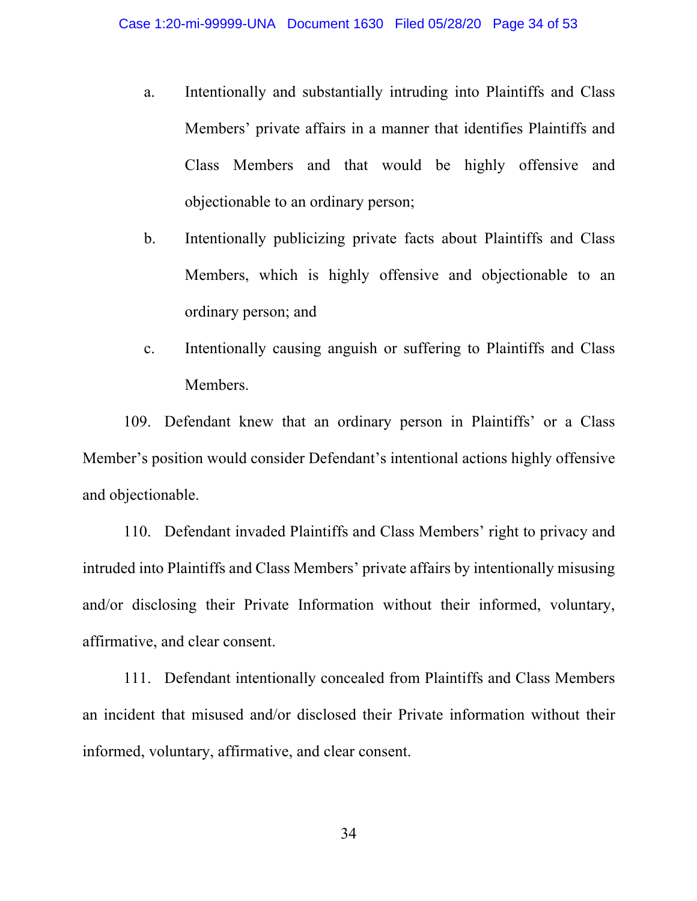a. Intentionally and substantially intruding into Plaintiffs and Class Members' private affairs in a manner that identifies Plaintiffs and Class Members and that would be highly offensive and objectionable to an ordinary person;

b. Intentionally publicizing private facts about Plaintiffs and Class Members, which is highly offensive and objectionable to an ordinary person; and

c. Intentionally causing anguish or suffering to Plaintiffs and Class Members.

109. Defendant knew that an ordinary person in Plaintiffs' or a Class Member's position would consider Defendant's intentional actions highly offensive and objectionable.

110. Defendant invaded Plaintiffs and Class Members' right to privacy and intruded into Plaintiffs and Class Members' private affairs by intentionally misusing and/or disclosing their Private Information without their informed, voluntary, affirmative, and clear consent.

111. Defendant intentionally concealed from Plaintiffs and Class Members an incident that misused and/or disclosed their Private information without their informed, voluntary, affirmative, and clear consent.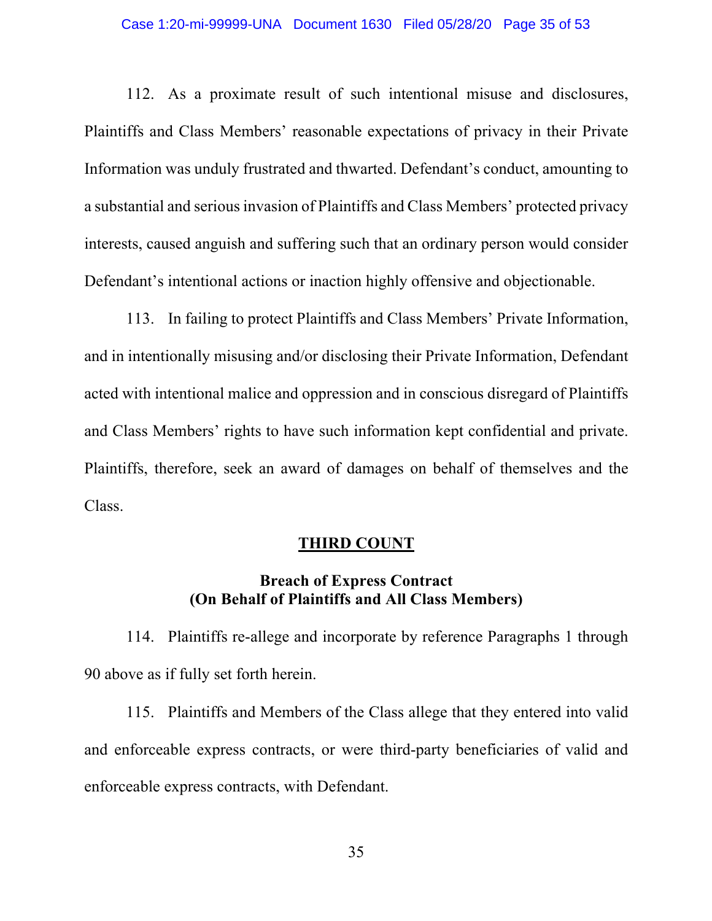112. As a proximate result of such intentional misuse and disclosures, Plaintiffs and Class Members' reasonable expectations of privacy in their Private Information was unduly frustrated and thwarted. Defendant's conduct, amounting to a substantial and serious invasion of Plaintiffs and Class Members' protected privacy interests, caused anguish and suffering such that an ordinary person would consider Defendant's intentional actions or inaction highly offensive and objectionable.

113. In failing to protect Plaintiffs and Class Members' Private Information, and in intentionally misusing and/or disclosing their Private Information, Defendant acted with intentional malice and oppression and in conscious disregard of Plaintiffs and Class Members' rights to have such information kept confidential and private. Plaintiffs, therefore, seek an award of damages on behalf of themselves and the Class.

## THIRD COUNT

### Breach of Express Contract (On Behalf of Plaintiffs and All Class Members)

114. Plaintiffs re-allege and incorporate by reference Paragraphs 1 through 90 above as if fully set forth herein.

115. Plaintiffs and Members of the Class allege that they entered into valid and enforceable express contracts, or were third-party beneficiaries of valid and enforceable express contracts, with Defendant.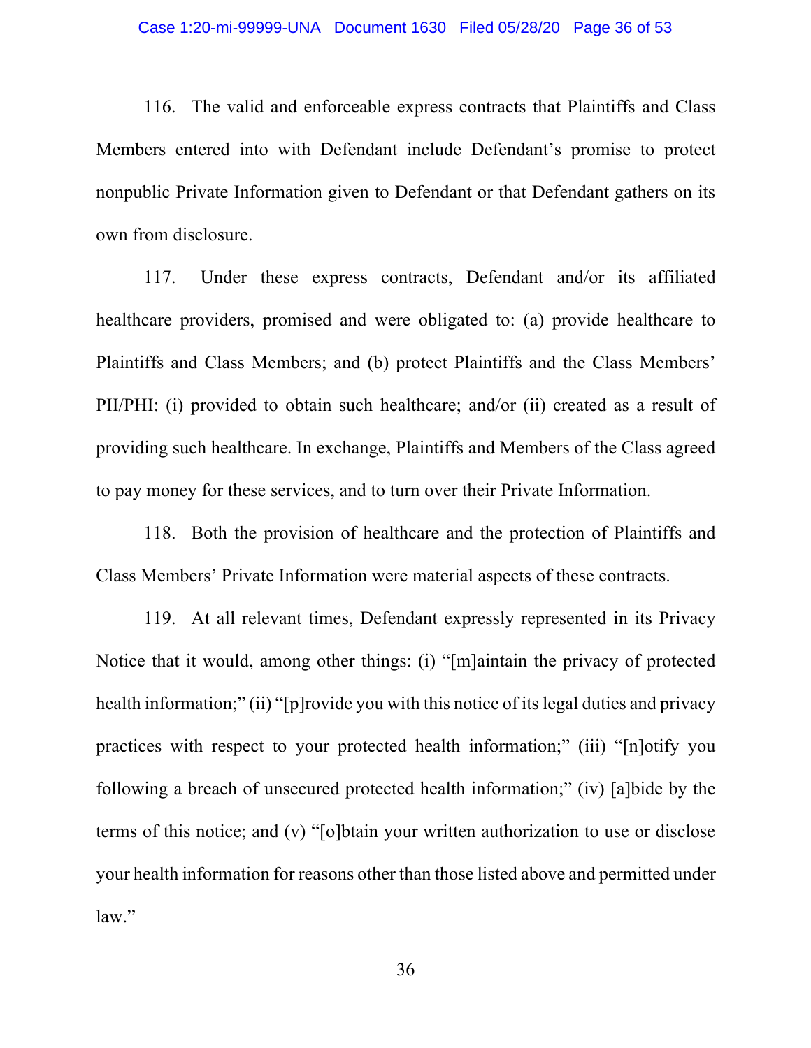116. The valid and enforceable express contracts that Plaintiffs and Class Members entered into with Defendant include Defendant's promise to protect nonpublic Private Information given to Defendant or that Defendant gathers on its own from disclosure.

117. Under these express contracts, Defendant and/or its affiliated healthcare providers, promised and were obligated to: (a) provide healthcare to Plaintiffs and Class Members; and (b) protect Plaintiffs and the Class Members' PII/PHI: (i) provided to obtain such healthcare; and/or (ii) created as a result of providing such healthcare. In exchange, Plaintiffs and Members of the Class agreed to pay money for these services, and to turn over their Private Information.

118. Both the provision of healthcare and the protection of Plaintiffs and Class Members' Private Information were material aspects of these contracts.

119. At all relevant times, Defendant expressly represented in its Privacy Notice that it would, among other things: (i) "[m]aintain the privacy of protected health information;" (ii) "[p]rovide you with this notice of its legal duties and privacy practices with respect to your protected health information;" (iii) "[n]otify you following a breach of unsecured protected health information;" (iv) [a]bide by the terms of this notice; and (v) "[o]btain your written authorization to use or disclose your health information for reasons other than those listed above and permitted under law."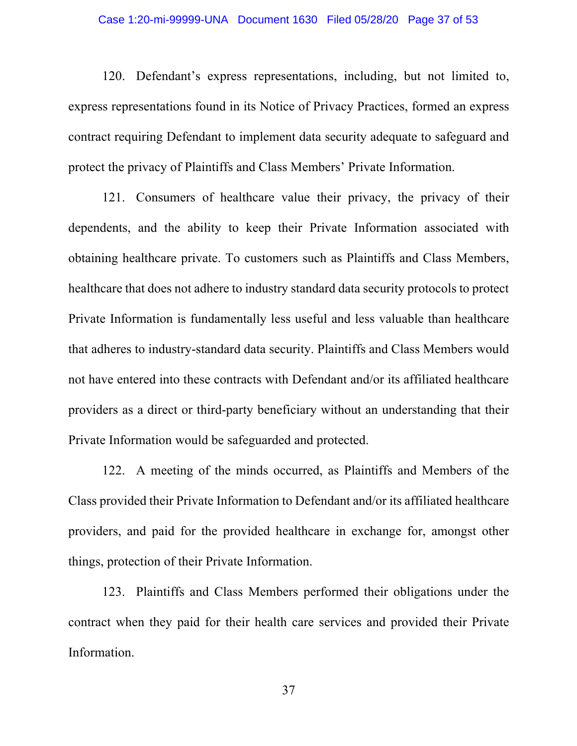120. Defendant's express representations, including, but not limited to, express representations found in its Notice of Privacy Practices, formed an express contract requiring Defendant to implement data security adequate to safeguard and protect the privacy of Plaintiffs and Class Members' Private Information.

121. Consumers of healthcare value their privacy, the privacy of their dependents, and the ability to keep their Private Information associated with obtaining healthcare private. To customers such as Plaintiffs and Class Members, healthcare that does not adhere to industry standard data security protocols to protect Private Information is fundamentally less useful and less valuable than healthcare that adheres to industry-standard data security. Plaintiffs and Class Members would not have entered into these contracts with Defendant and/or its affiliated healthcare providers as a direct or third-party beneficiary without an understanding that their Private Information would be safeguarded and protected.

122. A meeting of the minds occurred, as Plaintiffs and Members of the Class provided their Private Information to Defendant and/or its affiliated healthcare providers, and paid for the provided healthcare in exchange for, amongst other things, protection of their Private Information.

123. Plaintiffs and Class Members performed their obligations under the contract when they paid for their health care services and provided their Private Information.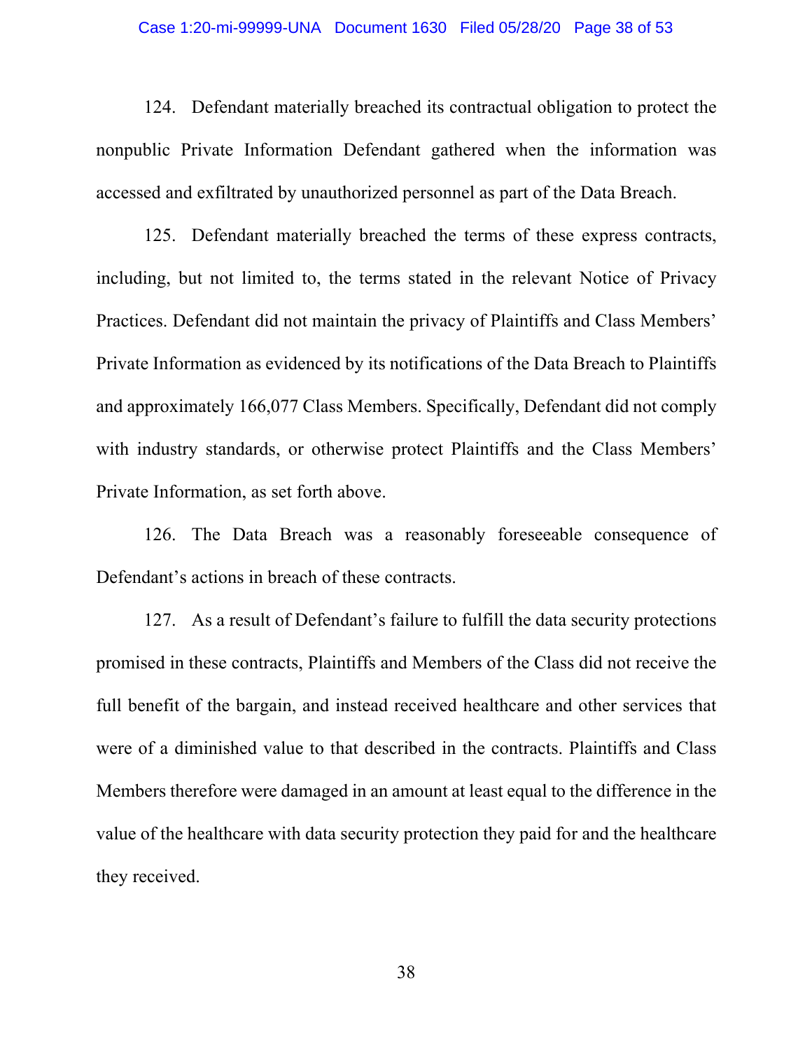124. Defendant materially breached its contractual obligation to protect the nonpublic Private Information Defendant gathered when the information was accessed and exfiltrated by unauthorized personnel as part of the Data Breach.

125. Defendant materially breached the terms of these express contracts, including, but not limited to, the terms stated in the relevant Notice of Privacy Practices. Defendant did not maintain the privacy of Plaintiffs and Class Members' Private Information as evidenced by its notifications of the Data Breach to Plaintiffs and approximately 166,077 Class Members. Specifically, Defendant did not comply with industry standards, or otherwise protect Plaintiffs and the Class Members' Private Information, as set forth above.

126. The Data Breach was a reasonably foreseeable consequence of Defendant's actions in breach of these contracts.

127. As a result of Defendant's failure to fulfill the data security protections promised in these contracts, Plaintiffs and Members of the Class did not receive the full benefit of the bargain, and instead received healthcare and other services that were of a diminished value to that described in the contracts. Plaintiffs and Class Members therefore were damaged in an amount at least equal to the difference in the value of the healthcare with data security protection they paid for and the healthcare they received.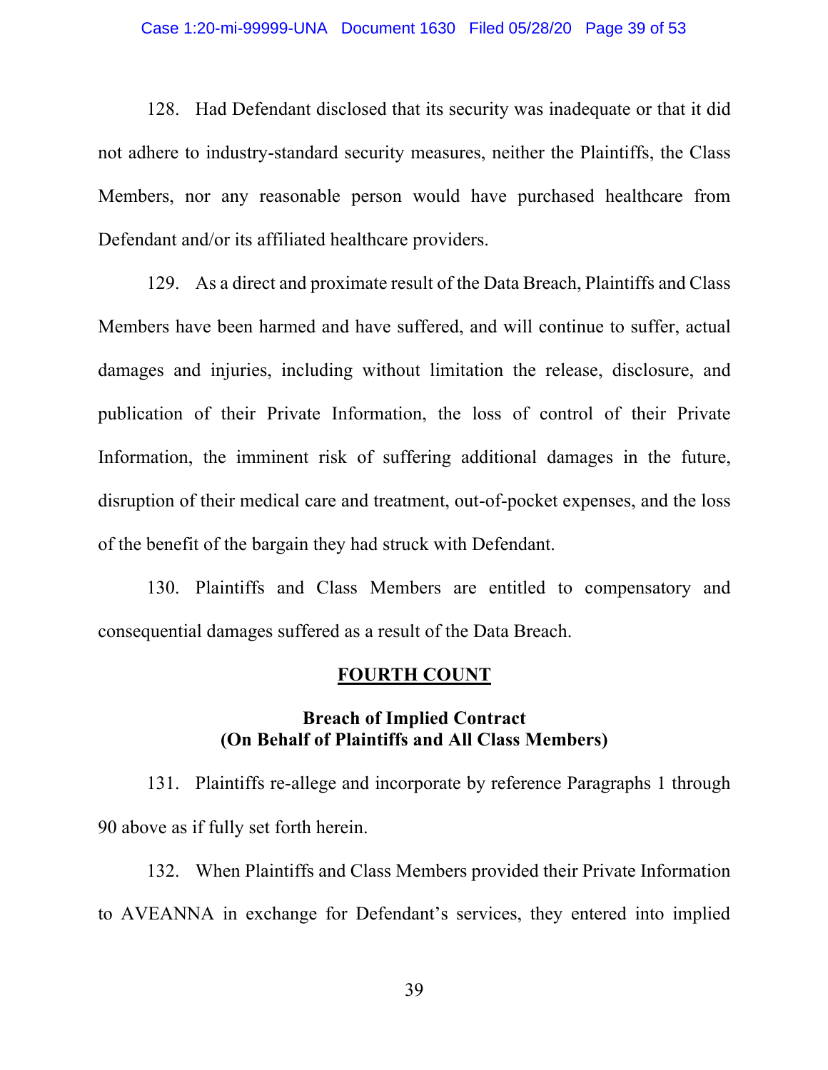128. Had Defendant disclosed that its security was inadequate or that it did not adhere to industry-standard security measures, neither the Plaintiffs, the Class Members, nor any reasonable person would have purchased healthcare from Defendant and/or its affiliated healthcare providers.

129. As a direct and proximate result of the Data Breach, Plaintiffs and Class Members have been harmed and have suffered, and will continue to suffer, actual damages and injuries, including without limitation the release, disclosure, and publication of their Private Information, the loss of control of their Private Information, the imminent risk of suffering additional damages in the future, disruption of their medical care and treatment, out-of-pocket expenses, and the loss of the benefit of the bargain they had struck with Defendant.

130. Plaintiffs and Class Members are entitled to compensatory and consequential damages suffered as a result of the Data Breach.

## <u>FOURTH COUNT</u>

### Breach of Implied Contract
### (On Behalf of Plaintiffs and All Class Members)

131. Plaintiffs re-allege and incorporate by reference Paragraphs 1 through 90 above as if fully set forth herein.

132. When Plaintiffs and Class Members provided their Private Information to AVEANNA in exchange for Defendant's services, they entered into implied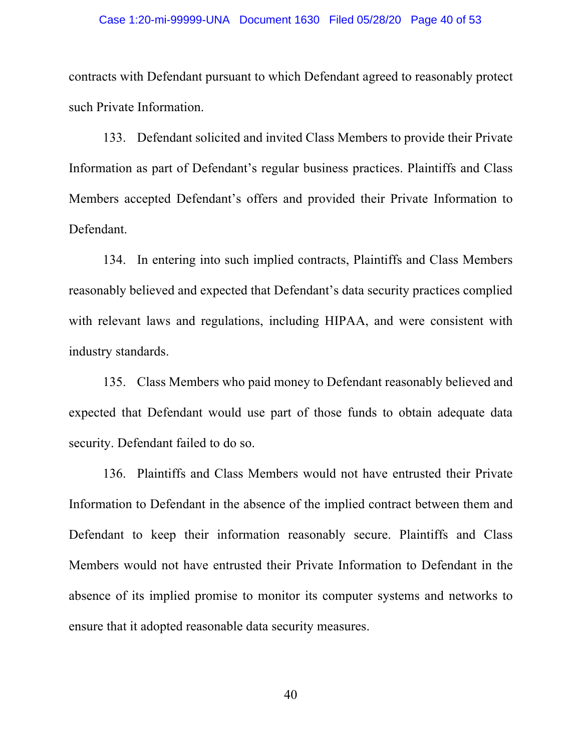contracts with Defendant pursuant to which Defendant agreed to reasonably protect such Private Information.

133. Defendant solicited and invited Class Members to provide their Private Information as part of Defendant's regular business practices. Plaintiffs and Class Members accepted Defendant's offers and provided their Private Information to Defendant.

134. In entering into such implied contracts, Plaintiffs and Class Members reasonably believed and expected that Defendant's data security practices complied with relevant laws and regulations, including HIPAA, and were consistent with industry standards.

135. Class Members who paid money to Defendant reasonably believed and expected that Defendant would use part of those funds to obtain adequate data security. Defendant failed to do so.

136. Plaintiffs and Class Members would not have entrusted their Private Information to Defendant in the absence of the implied contract between them and Defendant to keep their information reasonably secure. Plaintiffs and Class Members would not have entrusted their Private Information to Defendant in the absence of its implied promise to monitor its computer systems and networks to ensure that it adopted reasonable data security measures.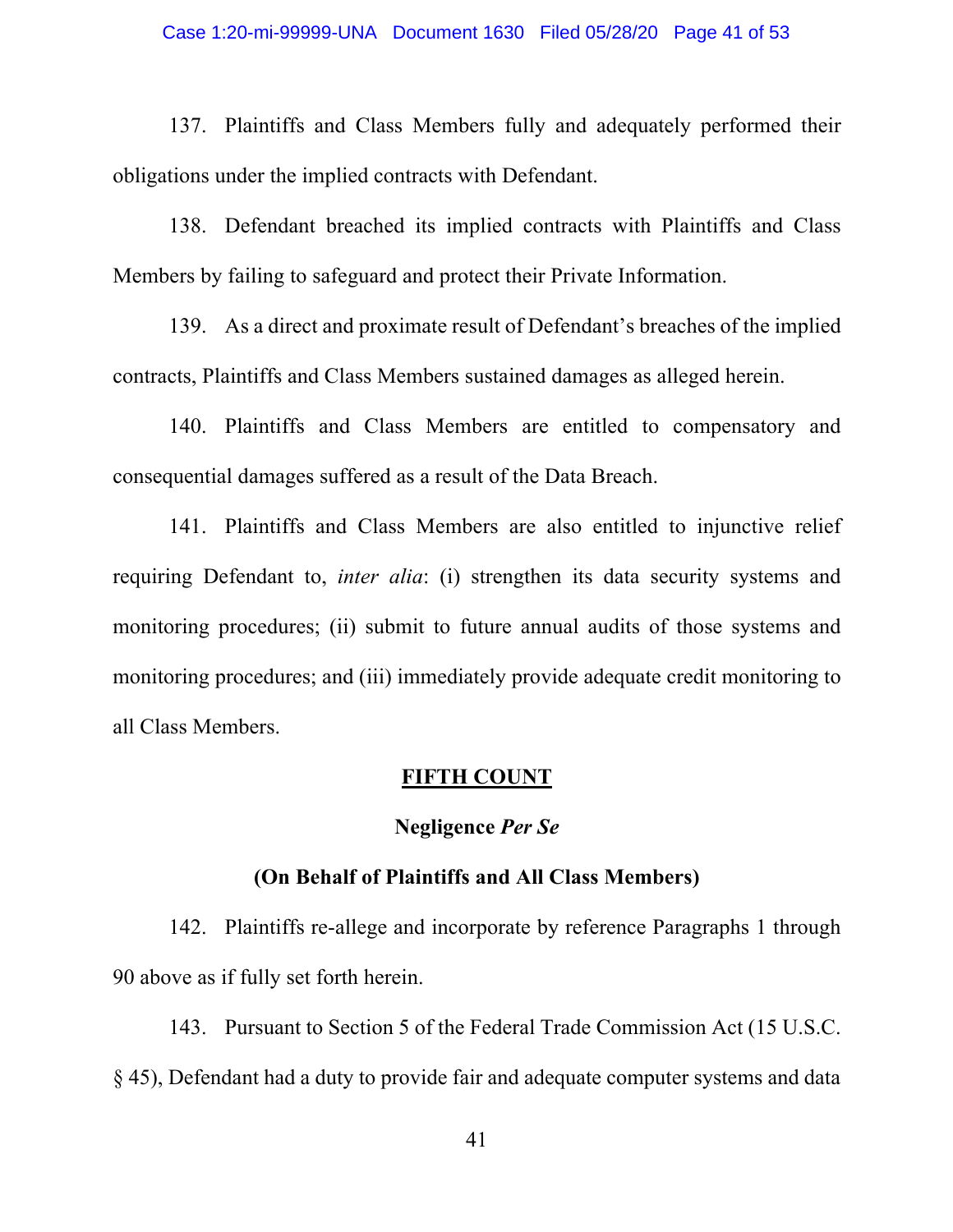137. Plaintiffs and Class Members fully and adequately performed their obligations under the implied contracts with Defendant.

138. Defendant breached its implied contracts with Plaintiffs and Class Members by failing to safeguard and protect their Private Information.

139. As a direct and proximate result of Defendant's breaches of the implied contracts, Plaintiffs and Class Members sustained damages as alleged herein.

140. Plaintiffs and Class Members are entitled to compensatory and consequential damages suffered as a result of the Data Breach.

141. Plaintiffs and Class Members are also entitled to injunctive relief requiring Defendant to, *inter alia*: (i) strengthen its data security systems and monitoring procedures; (ii) submit to future annual audits of those systems and monitoring procedures; and (iii) immediately provide adequate credit monitoring to all Class Members.

## FIFTH COUNT

### Negligence *Per Se*

### (On Behalf of Plaintiffs and All Class Members)

142. Plaintiffs re-allege and incorporate by reference Paragraphs 1 through 90 above as if fully set forth herein.

143. Pursuant to Section 5 of the Federal Trade Commission Act (15 U.S.C. § 45), Defendant had a duty to provide fair and adequate computer systems and data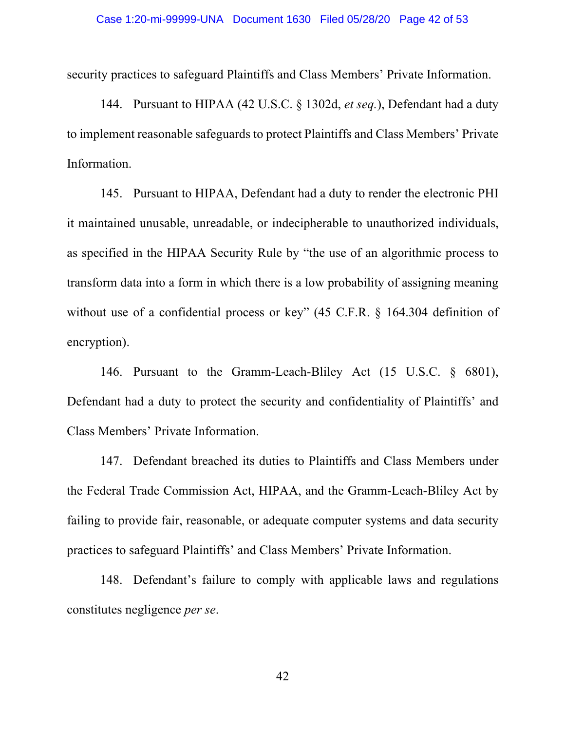security practices to safeguard Plaintiffs and Class Members' Private Information.

144. Pursuant to HIPAA (42 U.S.C. § 1302d, *et seq.*), Defendant had a duty to implement reasonable safeguards to protect Plaintiffs and Class Members' Private Information.

145. Pursuant to HIPAA, Defendant had a duty to render the electronic PHI it maintained unusable, unreadable, or indecipherable to unauthorized individuals, as specified in the HIPAA Security Rule by "the use of an algorithmic process to transform data into a form in which there is a low probability of assigning meaning without use of a confidential process or key" (45 C.F.R. § 164.304 definition of encryption).

146. Pursuant to the Gramm-Leach-Bliley Act (15 U.S.C. § 6801), Defendant had a duty to protect the security and confidentiality of Plaintiffs' and Class Members' Private Information.

147. Defendant breached its duties to Plaintiffs and Class Members under the Federal Trade Commission Act, HIPAA, and the Gramm-Leach-Bliley Act by failing to provide fair, reasonable, or adequate computer systems and data security practices to safeguard Plaintiffs' and Class Members' Private Information.

148. Defendant's failure to comply with applicable laws and regulations constitutes negligence *per se*.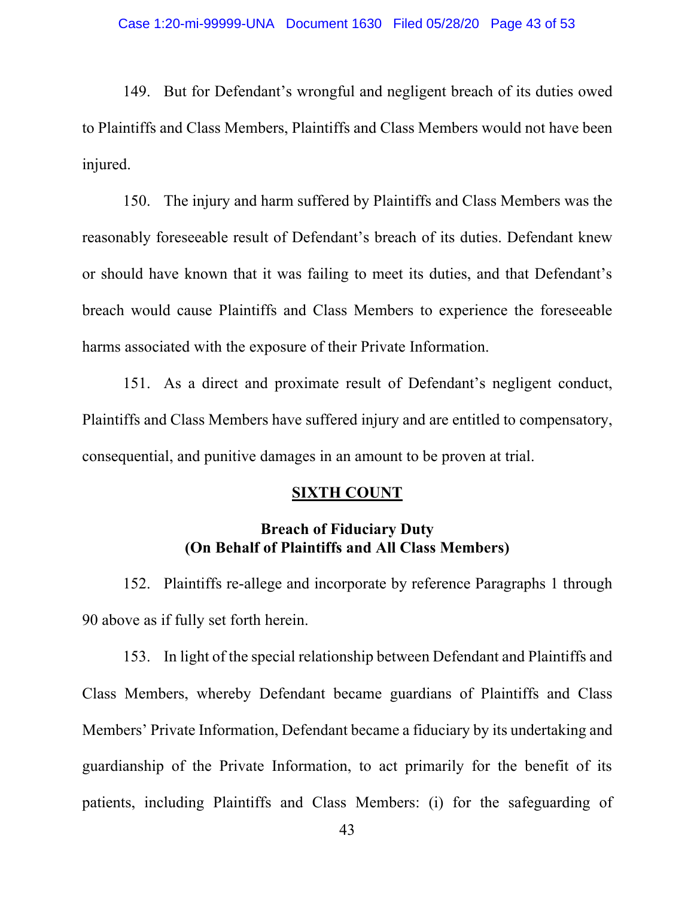149. But for Defendant's wrongful and negligent breach of its duties owed to Plaintiffs and Class Members, Plaintiffs and Class Members would not have been injured.

150. The injury and harm suffered by Plaintiffs and Class Members was the reasonably foreseeable result of Defendant's breach of its duties. Defendant knew or should have known that it was failing to meet its duties, and that Defendant's breach would cause Plaintiffs and Class Members to experience the foreseeable harms associated with the exposure of their Private Information.

151. As a direct and proximate result of Defendant's negligent conduct, Plaintiffs and Class Members have suffered injury and are entitled to compensatory, consequential, and punitive damages in an amount to be proven at trial.

## SIXTH COUNT

### Breach of Fiduciary Duty (On Behalf of Plaintiffs and All Class Members)

152. Plaintiffs re-allege and incorporate by reference Paragraphs 1 through 90 above as if fully set forth herein.

153. In light of the special relationship between Defendant and Plaintiffs and Class Members, whereby Defendant became guardians of Plaintiffs and Class Members' Private Information, Defendant became a fiduciary by its undertaking and guardianship of the Private Information, to act primarily for the benefit of its patients, including Plaintiffs and Class Members: (i) for the safeguarding of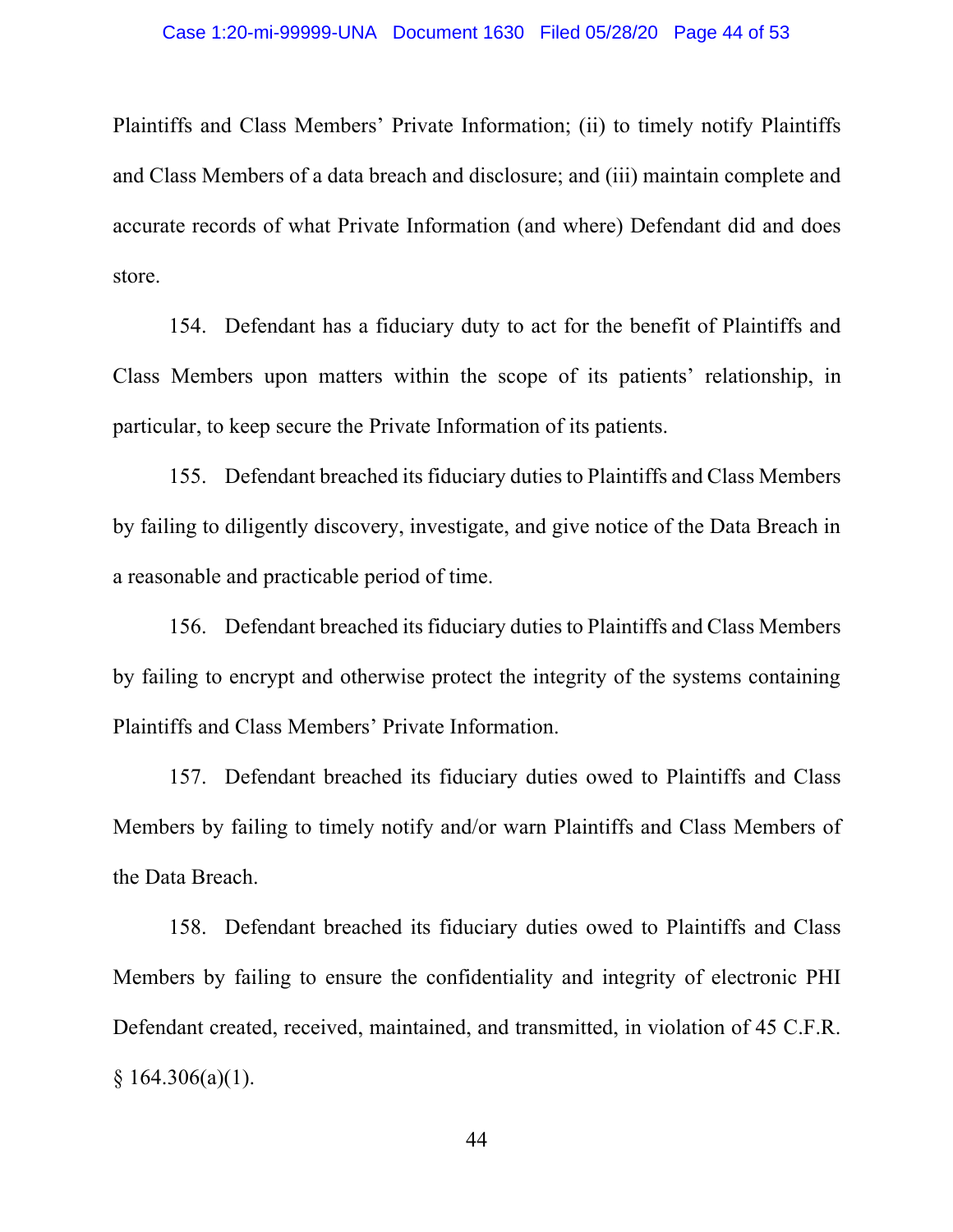Plaintiffs and Class Members' Private Information; (ii) to timely notify Plaintiffs and Class Members of a data breach and disclosure; and (iii) maintain complete and accurate records of what Private Information (and where) Defendant did and does store.

154. Defendant has a fiduciary duty to act for the benefit of Plaintiffs and Class Members upon matters within the scope of its patients' relationship, in particular, to keep secure the Private Information of its patients.

155. Defendant breached its fiduciary duties to Plaintiffs and Class Members by failing to diligently discovery, investigate, and give notice of the Data Breach in a reasonable and practicable period of time.

156. Defendant breached its fiduciary duties to Plaintiffs and Class Members by failing to encrypt and otherwise protect the integrity of the systems containing Plaintiffs and Class Members' Private Information.

157. Defendant breached its fiduciary duties owed to Plaintiffs and Class Members by failing to timely notify and/or warn Plaintiffs and Class Members of the Data Breach.

158. Defendant breached its fiduciary duties owed to Plaintiffs and Class Members by failing to ensure the confidentiality and integrity of electronic PHI Defendant created, received, maintained, and transmitted, in violation of 45 C.F.R. § 164.306(a)(1).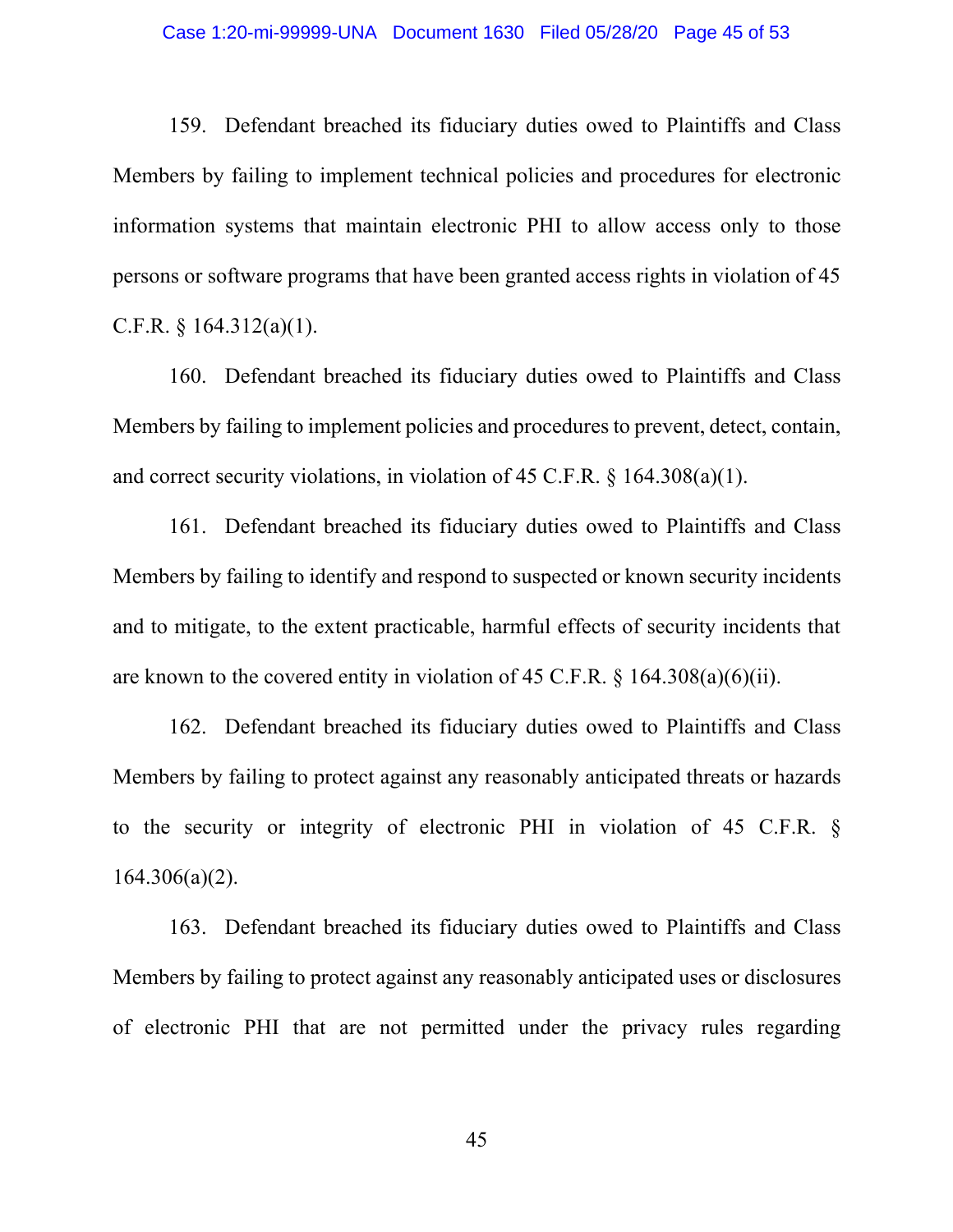159. Defendant breached its fiduciary duties owed to Plaintiffs and Class Members by failing to implement technical policies and procedures for electronic information systems that maintain electronic PHI to allow access only to those persons or software programs that have been granted access rights in violation of 45 C.F.R. § 164.312(a)(1).

160. Defendant breached its fiduciary duties owed to Plaintiffs and Class Members by failing to implement policies and procedures to prevent, detect, contain, and correct security violations, in violation of 45 C.F.R. § 164.308(a)(1).

161. Defendant breached its fiduciary duties owed to Plaintiffs and Class Members by failing to identify and respond to suspected or known security incidents and to mitigate, to the extent practicable, harmful effects of security incidents that are known to the covered entity in violation of 45 C.F.R. § 164.308(a)(6)(ii).

162. Defendant breached its fiduciary duties owed to Plaintiffs and Class Members by failing to protect against any reasonably anticipated threats or hazards to the security or integrity of electronic PHI in violation of 45 C.F.R. § 164.306(a)(2).

163. Defendant breached its fiduciary duties owed to Plaintiffs and Class Members by failing to protect against any reasonably anticipated uses or disclosures of electronic PHI that are not permitted under the privacy rules regarding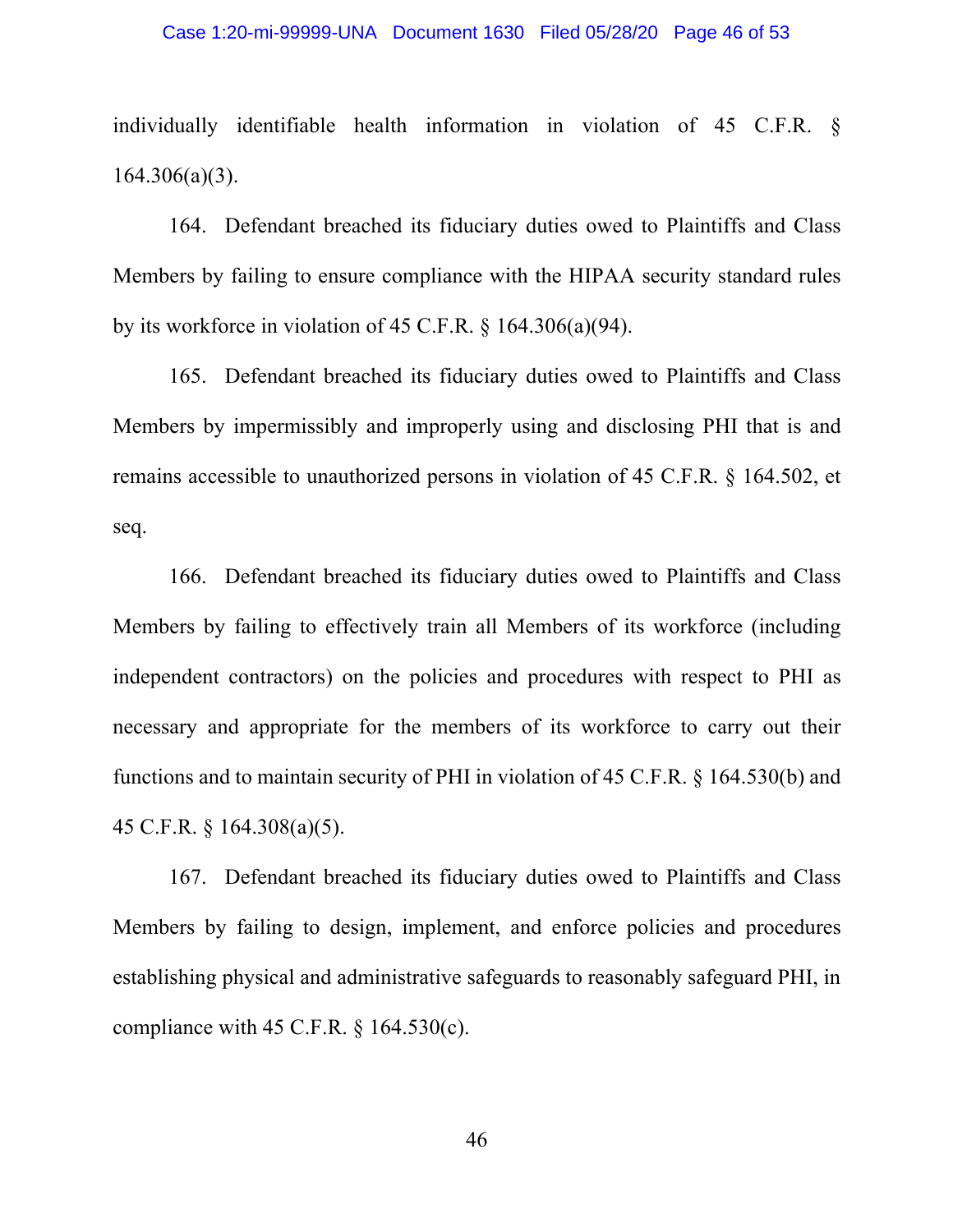individually identifiable health information in violation of 45 C.F.R. § 164.306(a)(3).

164. Defendant breached its fiduciary duties owed to Plaintiffs and Class Members by failing to ensure compliance with the HIPAA security standard rules by its workforce in violation of 45 C.F.R. § 164.306(a)(94).

165. Defendant breached its fiduciary duties owed to Plaintiffs and Class Members by impermissibly and improperly using and disclosing PHI that is and remains accessible to unauthorized persons in violation of 45 C.F.R. § 164.502, et seq.

166. Defendant breached its fiduciary duties owed to Plaintiffs and Class Members by failing to effectively train all Members of its workforce (including independent contractors) on the policies and procedures with respect to PHI as necessary and appropriate for the members of its workforce to carry out their functions and to maintain security of PHI in violation of 45 C.F.R. § 164.530(b) and 45 C.F.R. § 164.308(a)(5).

167. Defendant breached its fiduciary duties owed to Plaintiffs and Class Members by failing to design, implement, and enforce policies and procedures establishing physical and administrative safeguards to reasonably safeguard PHI, in compliance with 45 C.F.R. § 164.530(c).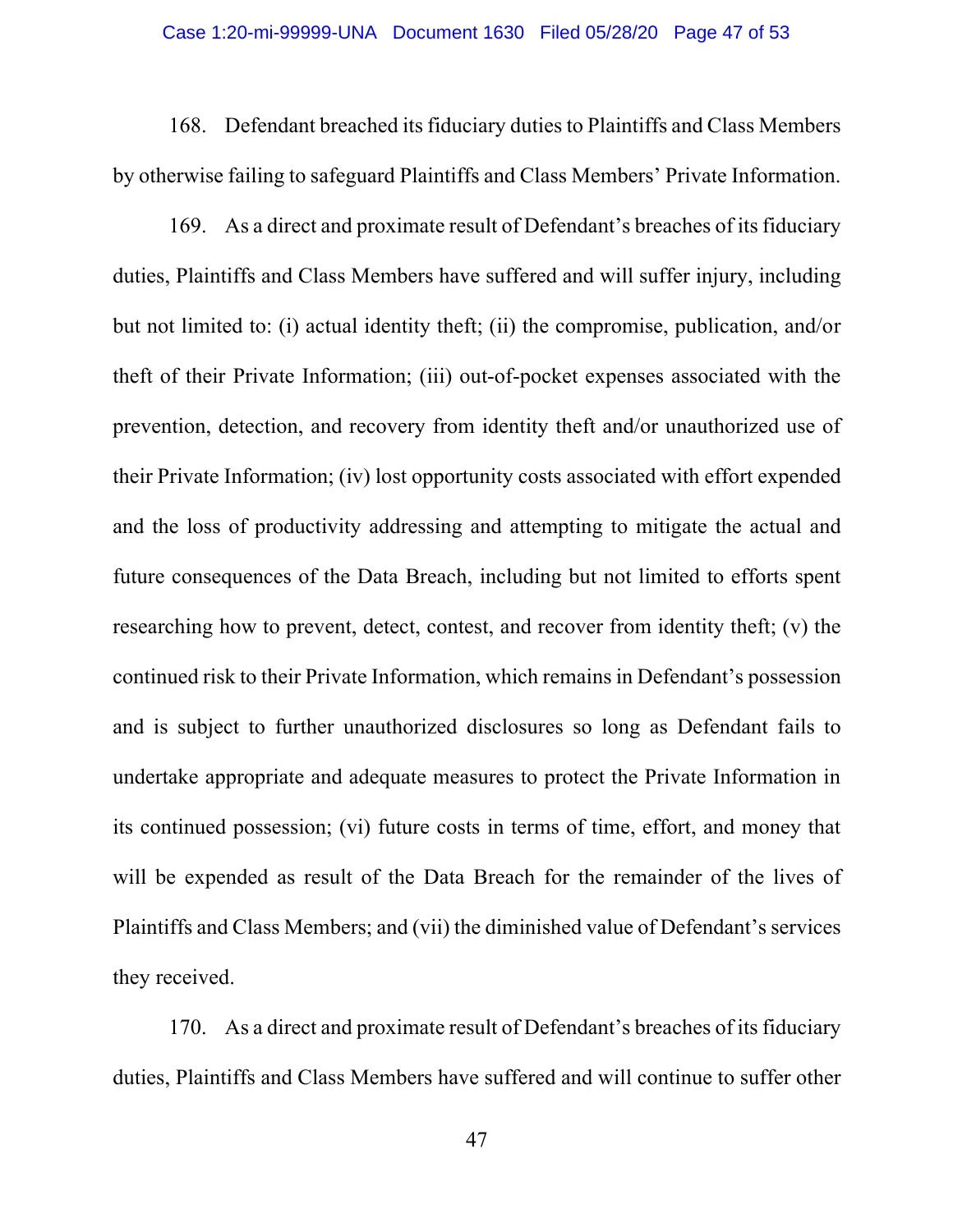168. Defendant breached its fiduciary duties to Plaintiffs and Class Members by otherwise failing to safeguard Plaintiffs and Class Members' Private Information.

169. As a direct and proximate result of Defendant's breaches of its fiduciary duties, Plaintiffs and Class Members have suffered and will suffer injury, including but not limited to: (i) actual identity theft; (ii) the compromise, publication, and/or theft of their Private Information; (iii) out-of-pocket expenses associated with the prevention, detection, and recovery from identity theft and/or unauthorized use of their Private Information; (iv) lost opportunity costs associated with effort expended and the loss of productivity addressing and attempting to mitigate the actual and future consequences of the Data Breach, including but not limited to efforts spent researching how to prevent, detect, contest, and recover from identity theft; (v) the continued risk to their Private Information, which remains in Defendant's possession and is subject to further unauthorized disclosures so long as Defendant fails to undertake appropriate and adequate measures to protect the Private Information in its continued possession; (vi) future costs in terms of time, effort, and money that will be expended as result of the Data Breach for the remainder of the lives of Plaintiffs and Class Members; and (vii) the diminished value of Defendant's services they received.

170. As a direct and proximate result of Defendant's breaches of its fiduciary duties, Plaintiffs and Class Members have suffered and will continue to suffer other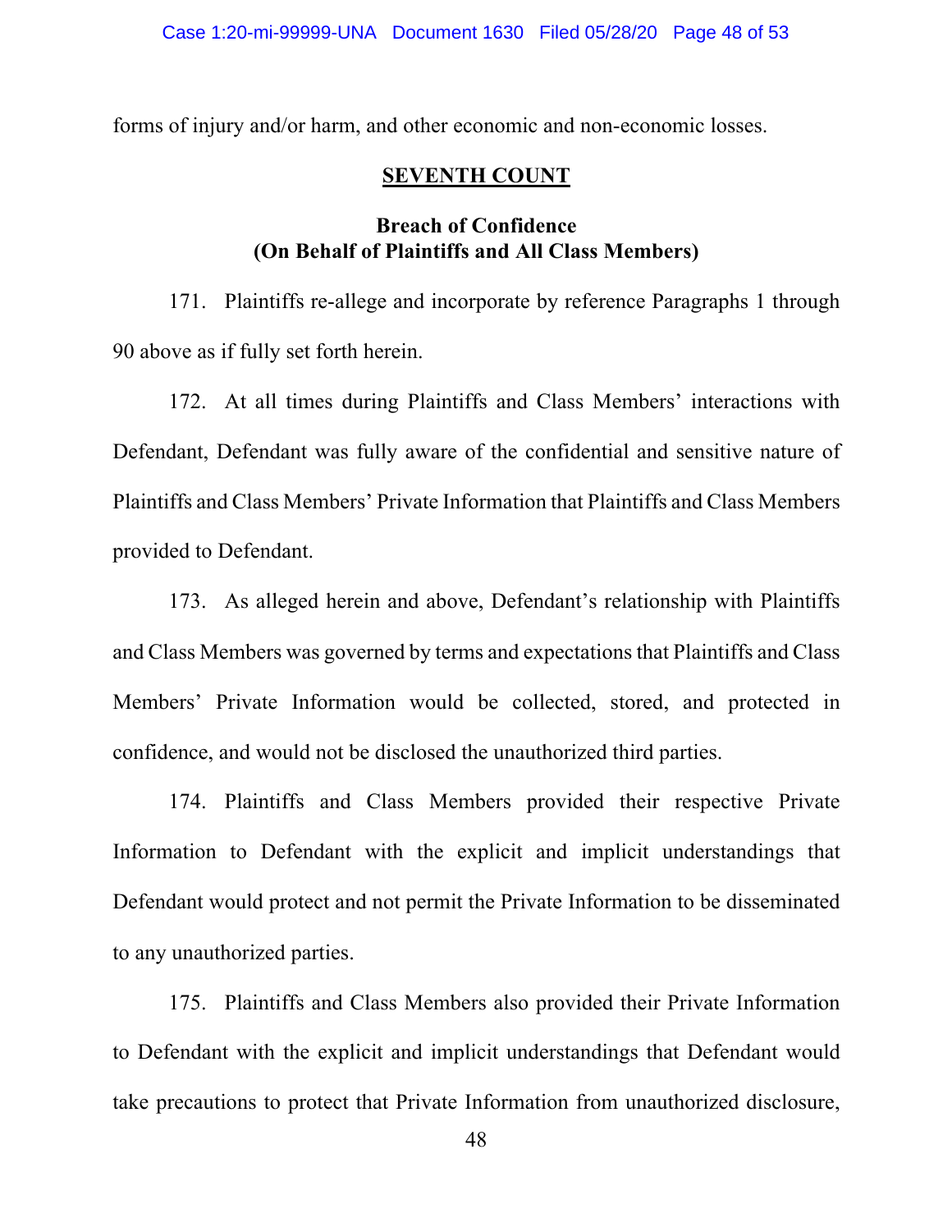forms of injury and/or harm, and other economic and non-economic losses.

## SEVENTH COUNT

### Breach of Confidence
### (On Behalf of Plaintiffs and All Class Members)

171. Plaintiffs re-allege and incorporate by reference Paragraphs 1 through 90 above as if fully set forth herein.

172. At all times during Plaintiffs and Class Members' interactions with Defendant, Defendant was fully aware of the confidential and sensitive nature of Plaintiffs and Class Members' Private Information that Plaintiffs and Class Members provided to Defendant.

173. As alleged herein and above, Defendant's relationship with Plaintiffs and Class Members was governed by terms and expectations that Plaintiffs and Class Members' Private Information would be collected, stored, and protected in confidence, and would not be disclosed the unauthorized third parties.

174. Plaintiffs and Class Members provided their respective Private Information to Defendant with the explicit and implicit understandings that Defendant would protect and not permit the Private Information to be disseminated to any unauthorized parties.

175. Plaintiffs and Class Members also provided their Private Information to Defendant with the explicit and implicit understandings that Defendant would take precautions to protect that Private Information from unauthorized disclosure,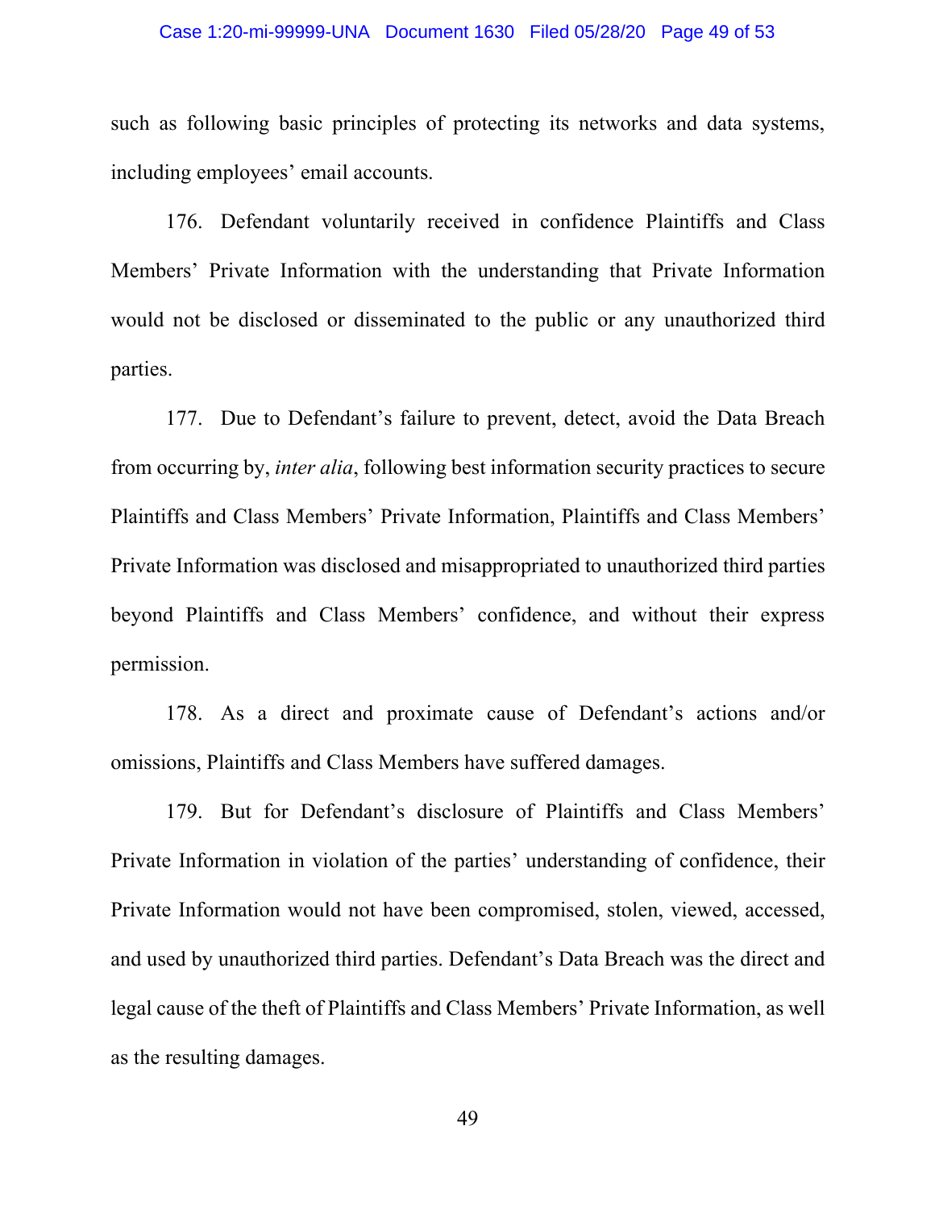such as following basic principles of protecting its networks and data systems, including employees' email accounts.

176. Defendant voluntarily received in confidence Plaintiffs and Class Members' Private Information with the understanding that Private Information would not be disclosed or disseminated to the public or any unauthorized third parties.

177. Due to Defendant's failure to prevent, detect, avoid the Data Breach from occurring by, *inter alia*, following best information security practices to secure Plaintiffs and Class Members' Private Information, Plaintiffs and Class Members' Private Information was disclosed and misappropriated to unauthorized third parties beyond Plaintiffs and Class Members' confidence, and without their express permission.

178. As a direct and proximate cause of Defendant's actions and/or omissions, Plaintiffs and Class Members have suffered damages.

179. But for Defendant's disclosure of Plaintiffs and Class Members' Private Information in violation of the parties' understanding of confidence, their Private Information would not have been compromised, stolen, viewed, accessed, and used by unauthorized third parties. Defendant's Data Breach was the direct and legal cause of the theft of Plaintiffs and Class Members' Private Information, as well as the resulting damages.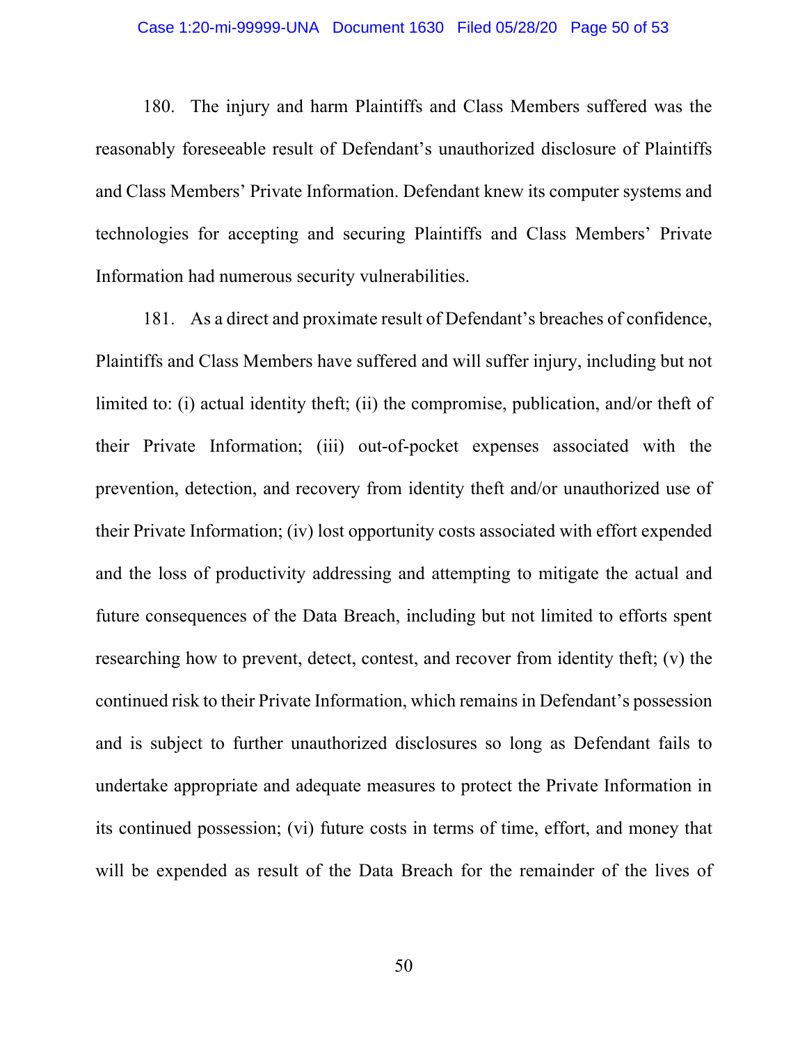180. The injury and harm Plaintiffs and Class Members suffered was the reasonably foreseeable result of Defendant's unauthorized disclosure of Plaintiffs and Class Members' Private Information. Defendant knew its computer systems and technologies for accepting and securing Plaintiffs and Class Members' Private Information had numerous security vulnerabilities.

181. As a direct and proximate result of Defendant's breaches of confidence, Plaintiffs and Class Members have suffered and will suffer injury, including but not limited to: (i) actual identity theft; (ii) the compromise, publication, and/or theft of their Private Information; (iii) out-of-pocket expenses associated with the prevention, detection, and recovery from identity theft and/or unauthorized use of their Private Information; (iv) lost opportunity costs associated with effort expended and the loss of productivity addressing and attempting to mitigate the actual and future consequences of the Data Breach, including but not limited to efforts spent researching how to prevent, detect, contest, and recover from identity theft; (v) the continued risk to their Private Information, which remains in Defendant's possession and is subject to further unauthorized disclosures so long as Defendant fails to undertake appropriate and adequate measures to protect the Private Information in its continued possession; (vi) future costs in terms of time, effort, and money that will be expended as result of the Data Breach for the remainder of the lives of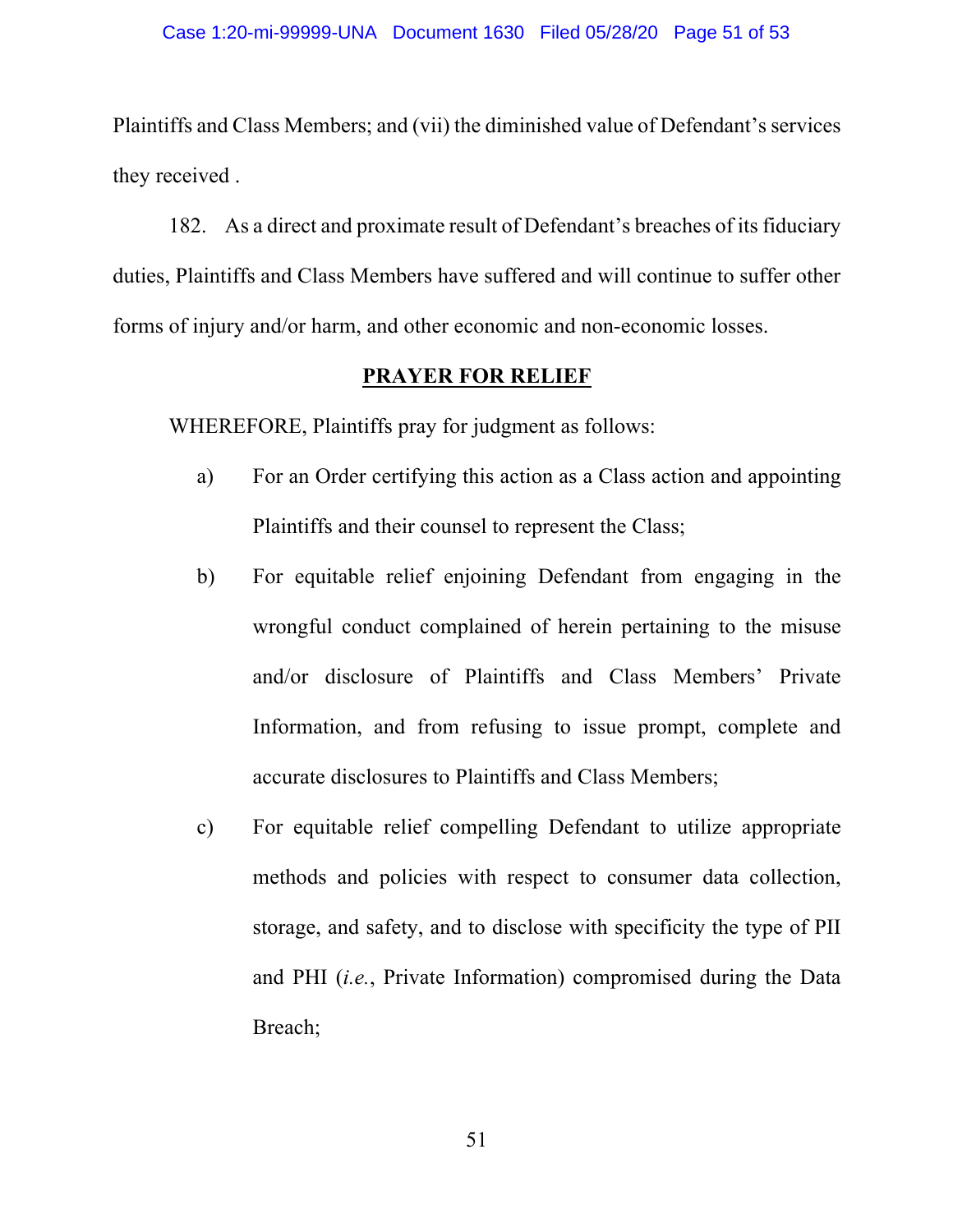Plaintiffs and Class Members; and (vii) the diminished value of Defendant's services they received .

182. As a direct and proximate result of Defendant's breaches of its fiduciary duties, Plaintiffs and Class Members have suffered and will continue to suffer other forms of injury and/or harm, and other economic and non-economic losses.

## PRAYER FOR RELIEF

WHEREFORE, Plaintiffs pray for judgment as follows:

a) For an Order certifying this action as a Class action and appointing Plaintiffs and their counsel to represent the Class;

b) For equitable relief enjoining Defendant from engaging in the wrongful conduct complained of herein pertaining to the misuse and/or disclosure of Plaintiffs and Class Members' Private Information, and from refusing to issue prompt, complete and accurate disclosures to Plaintiffs and Class Members;

c) For equitable relief compelling Defendant to utilize appropriate methods and policies with respect to consumer data collection, storage, and safety, and to disclose with specificity the type of PII and PHI (*i.e.*, Private Information) compromised during the Data Breach;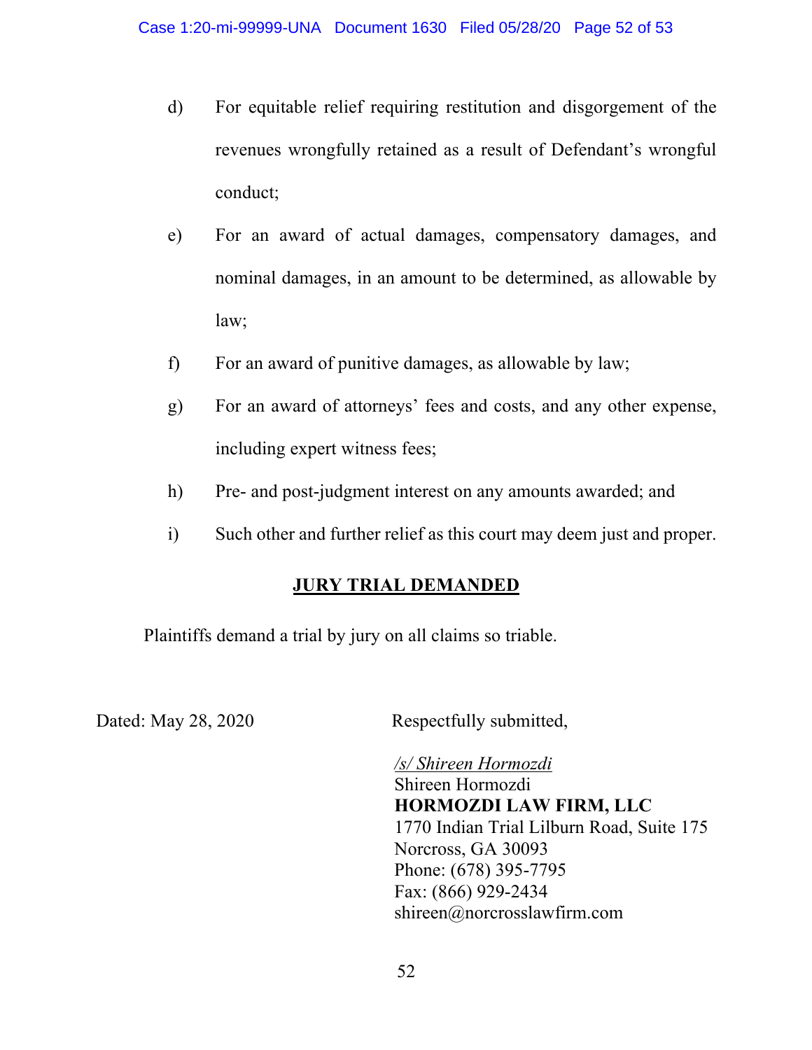d) For equitable relief requiring restitution and disgorgement of the revenues wrongfully retained as a result of Defendant's wrongful conduct;

e) For an award of actual damages, compensatory damages, and nominal damages, in an amount to be determined, as allowable by law;

f) For an award of punitive damages, as allowable by law;

g) For an award of attorneys' fees and costs, and any other expense, including expert witness fees;

h) Pre- and post-judgment interest on any amounts awarded; and

i) Such other and further relief as this court may deem just and proper.

## JURY TRIAL DEMANDED

Plaintiffs demand a trial by jury on all claims so triable.

Dated: May 28, 2020

Respectfully submitted,

*/s/ Shireen Hormozdi*
Shireen Hormozdi
**HORMOZDI LAW FIRM, LLC**
1770 Indian Trial Lilburn Road, Suite 175
Norcross, GA 30093
Phone: (678) 395-7795
Fax: (866) 929-2434
shireen@norcrosslawfirm.com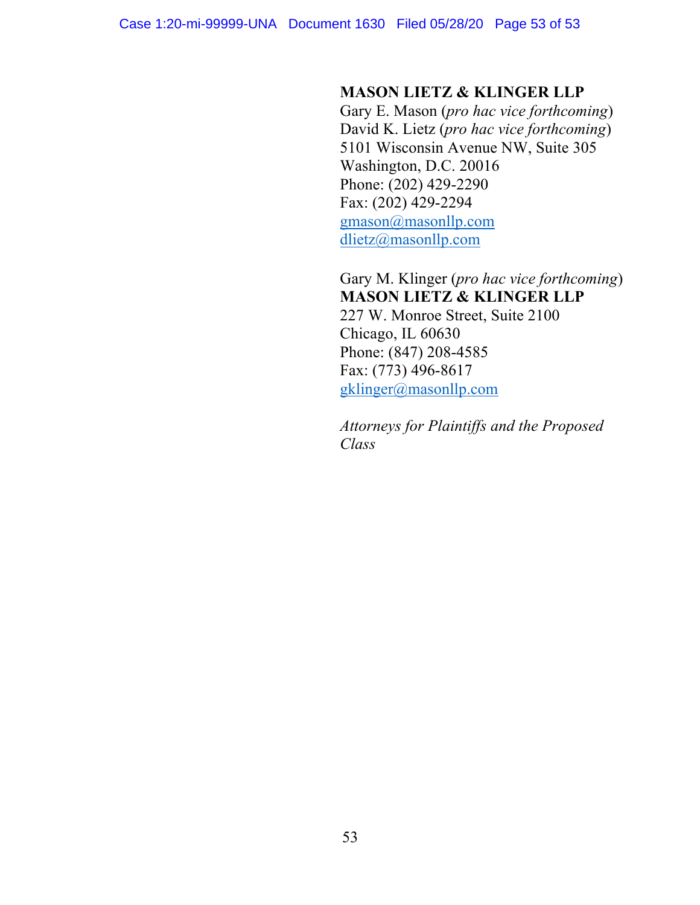**MASON LIETZ & KLINGER LLP**
Gary E. Mason (*pro hac vice forthcoming*)
David K. Lietz (*pro hac vice forthcoming*)
5101 Wisconsin Avenue NW, Suite 305
Washington, D.C. 20016
Phone: (202) 429-2290
Fax: (202) 429-2294
gmason@masonllp.com
dlietz@masonllp.com

Gary M. Klinger (*pro hac vice forthcoming*)
**MASON LIETZ & KLINGER LLP**
227 W. Monroe Street, Suite 2100
Chicago, IL 60630
Phone: (847) 208-4585
Fax: (773) 496-8617
gklinger@masonllp.com

*Attorneys for Plaintiffs and the Proposed Class*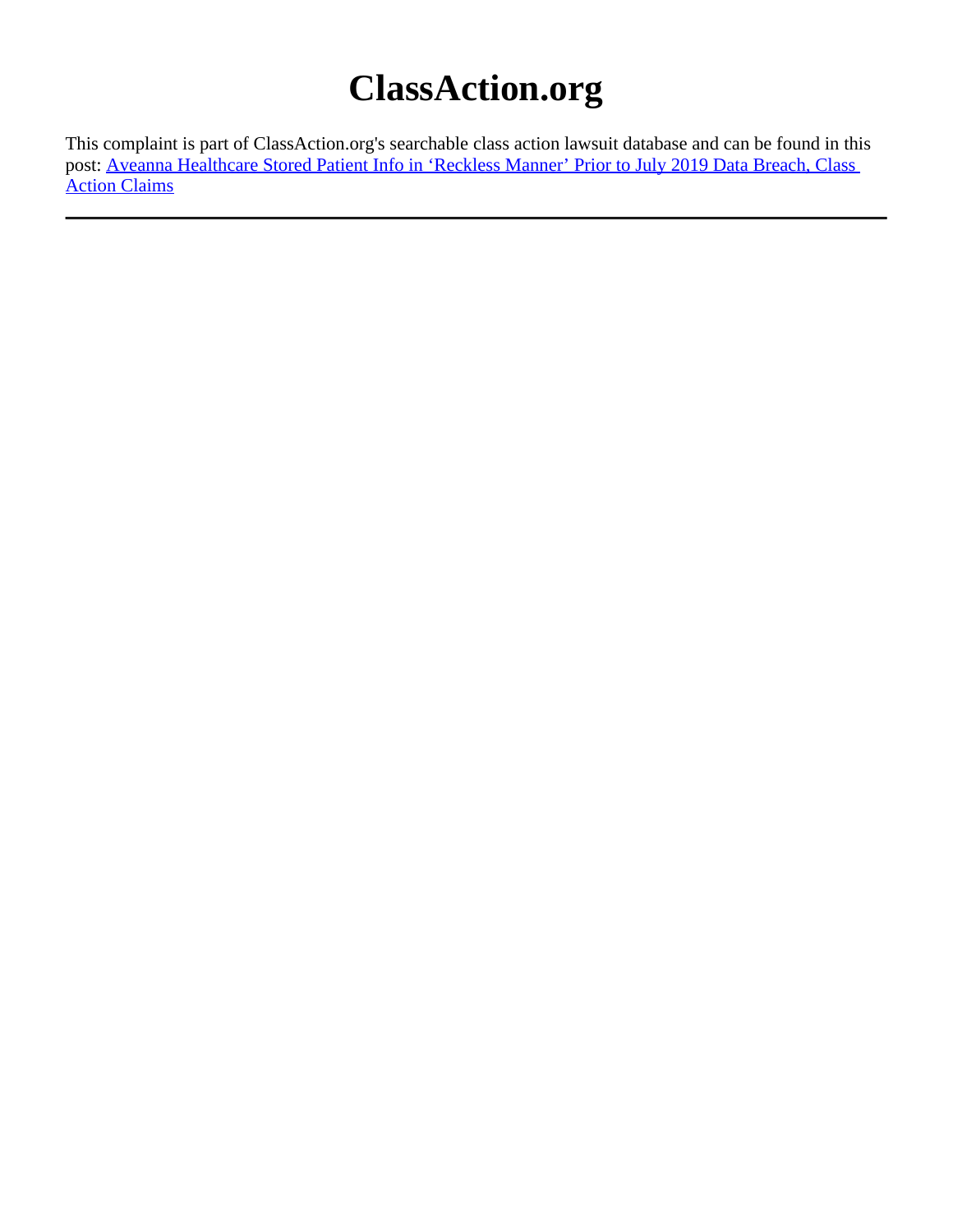# ClassAction.org

This complaint is part of ClassAction.org's searchable class action lawsuit database and can be found in this post: [Aveanna Healthcare Stored Patient Info in 'Reckless Manner' Prior to July 2019 Data Breach, Class Action Claims]()

---